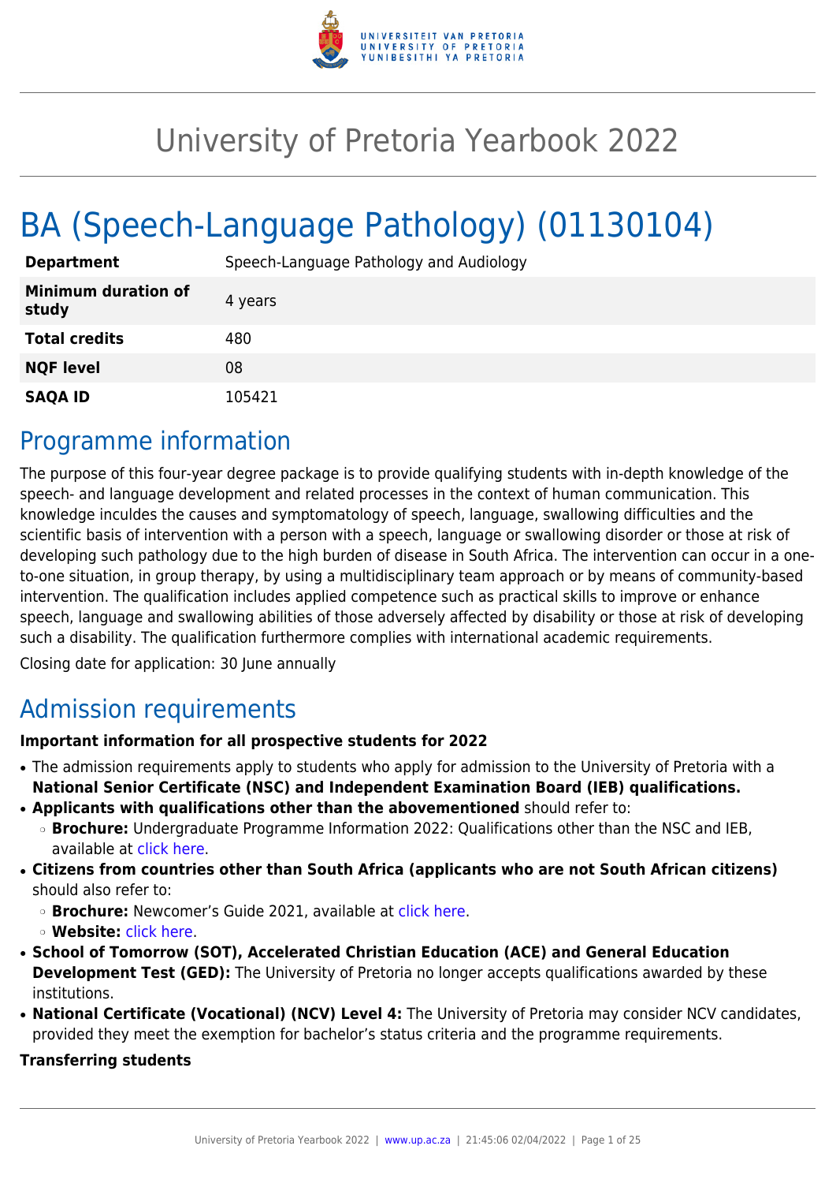# University of Pretoria Yearbook 2022

# BA (Speech-Language Pathology) (01130104)

| | |
|---|---|
| **Department** | Speech-Language Pathology and Audiology |
| **Minimum duration of study** | 4 years |
| **Total credits** | 480 |
| **NQF level** | 08 |
| **SAQA ID** | 105421 |

## Programme information

The purpose of this four-year degree package is to provide qualifying students with in-depth knowledge of the speech- and language development and related processes in the context of human communication. This knowledge inculdes the causes and symptomatology of speech, language, swallowing difficulties and the scientific basis of intervention with a person with a speech, language or swallowing disorder or those at risk of developing such pathology due to the high burden of disease in South Africa. The intervention can occur in a one-to-one situation, in group therapy, by using a multidisciplinary team approach or by means of community-based intervention. The qualification includes applied competence such as practical skills to improve or enhance speech, language and swallowing abilities of those adversely affected by disability or those at risk of developing such a disability. The qualification furthermore complies with international academic requirements.

Closing date for application: 30 June annually

## Admission requirements

**Important information for all prospective students for 2022**

- The admission requirements apply to students who apply for admission to the University of Pretoria with a **National Senior Certificate (NSC) and Independent Examination Board (IEB) qualifications.**
- **Applicants with qualifications other than the abovementioned** should refer to:
  - **Brochure:** Undergraduate Programme Information 2022: Qualifications other than the NSC and IEB, available at click here.
- **Citizens from countries other than South Africa (applicants who are not South African citizens)** should also refer to:
  - **Brochure:** Newcomer's Guide 2021, available at click here.
  - **Website:** click here.
- **School of Tomorrow (SOT), Accelerated Christian Education (ACE) and General Education Development Test (GED):** The University of Pretoria no longer accepts qualifications awarded by these institutions.
- **National Certificate (Vocational) (NCV) Level 4:** The University of Pretoria may consider NCV candidates, provided they meet the exemption for bachelor's status criteria and the programme requirements.

**Transferring students**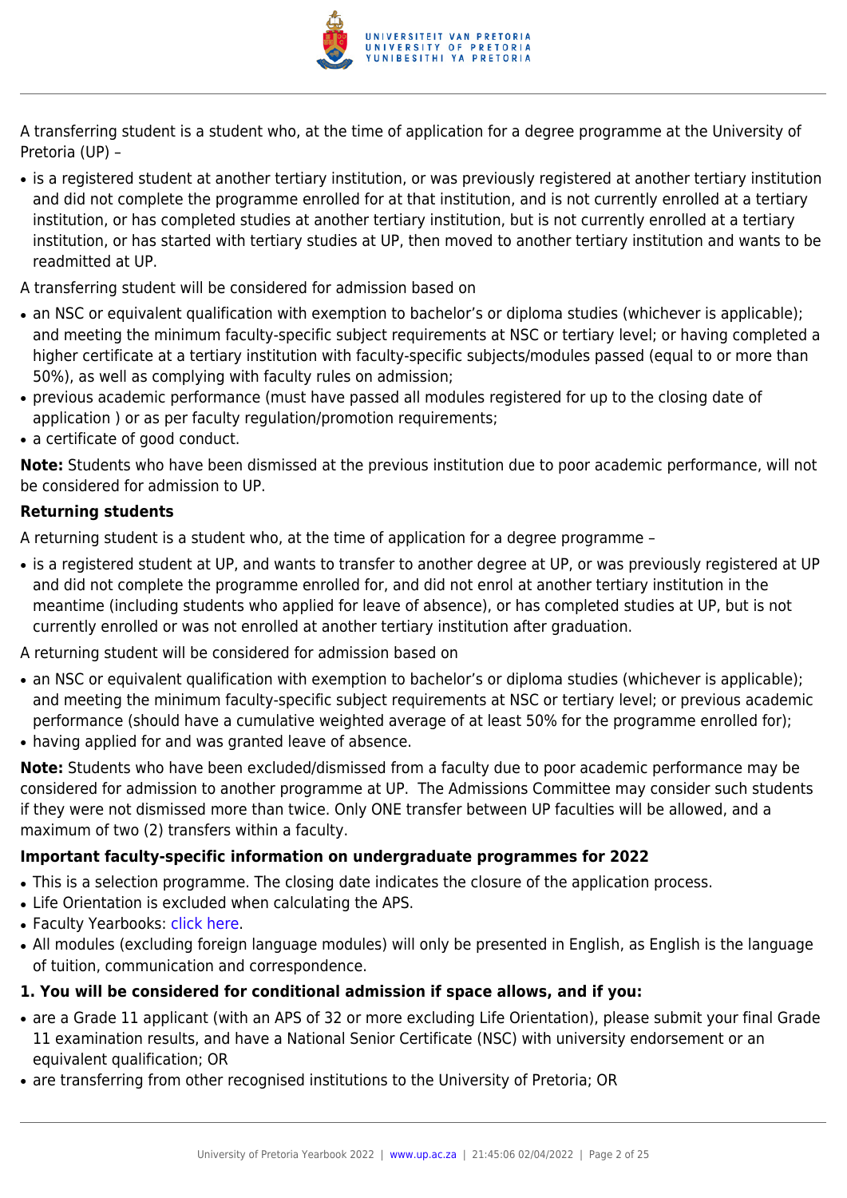A transferring student is a student who, at the time of application for a degree programme at the University of Pretoria (UP) –

- is a registered student at another tertiary institution, or was previously registered at another tertiary institution and did not complete the programme enrolled for at that institution, and is not currently enrolled at a tertiary institution, or has completed studies at another tertiary institution, but is not currently enrolled at a tertiary institution, or has started with tertiary studies at UP, then moved to another tertiary institution and wants to be readmitted at UP.

A transferring student will be considered for admission based on

- an NSC or equivalent qualification with exemption to bachelor's or diploma studies (whichever is applicable); and meeting the minimum faculty-specific subject requirements at NSC or tertiary level; or having completed a higher certificate at a tertiary institution with faculty-specific subjects/modules passed (equal to or more than 50%), as well as complying with faculty rules on admission;
- previous academic performance (must have passed all modules registered for up to the closing date of application ) or as per faculty regulation/promotion requirements;
- a certificate of good conduct.

**Note:** Students who have been dismissed at the previous institution due to poor academic performance, will not be considered for admission to UP.

**Returning students**

A returning student is a student who, at the time of application for a degree programme –

- is a registered student at UP, and wants to transfer to another degree at UP, or was previously registered at UP and did not complete the programme enrolled for, and did not enrol at another tertiary institution in the meantime (including students who applied for leave of absence), or has completed studies at UP, but is not currently enrolled or was not enrolled at another tertiary institution after graduation.

A returning student will be considered for admission based on

- an NSC or equivalent qualification with exemption to bachelor's or diploma studies (whichever is applicable); and meeting the minimum faculty-specific subject requirements at NSC or tertiary level; or previous academic performance (should have a cumulative weighted average of at least 50% for the programme enrolled for);
- having applied for and was granted leave of absence.

**Note:** Students who have been excluded/dismissed from a faculty due to poor academic performance may be considered for admission to another programme at UP. The Admissions Committee may consider such students if they were not dismissed more than twice. Only ONE transfer between UP faculties will be allowed, and a maximum of two (2) transfers within a faculty.

**Important faculty-specific information on undergraduate programmes for 2022**

- This is a selection programme. The closing date indicates the closure of the application process.
- Life Orientation is excluded when calculating the APS.
- Faculty Yearbooks: click here.
- All modules (excluding foreign language modules) will only be presented in English, as English is the language of tuition, communication and correspondence.

**1. You will be considered for conditional admission if space allows, and if you:**

- are a Grade 11 applicant (with an APS of 32 or more excluding Life Orientation), please submit your final Grade 11 examination results, and have a National Senior Certificate (NSC) with university endorsement or an equivalent qualification; OR
- are transferring from other recognised institutions to the University of Pretoria; OR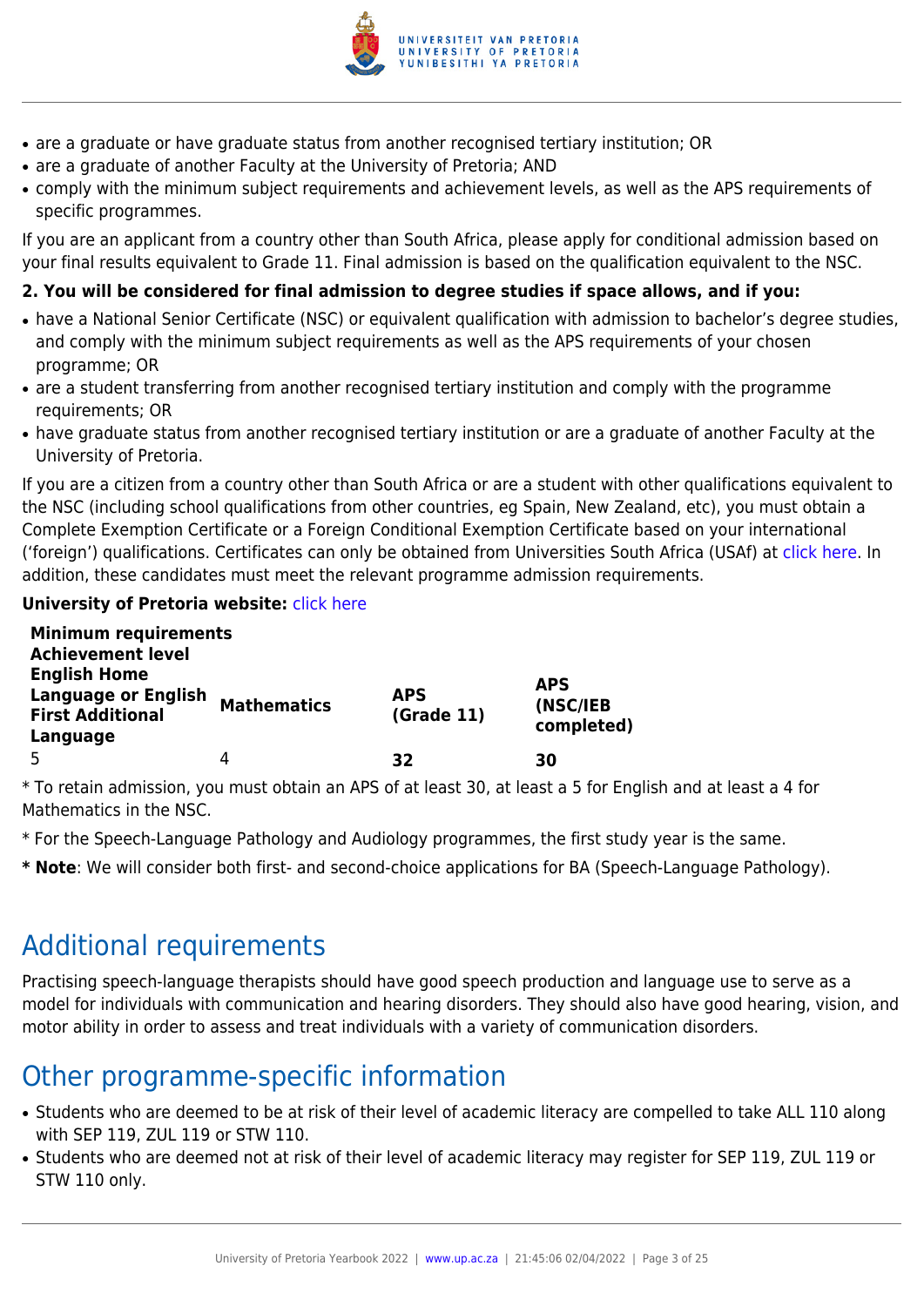- are a graduate or have graduate status from another recognised tertiary institution; OR
- are a graduate of another Faculty at the University of Pretoria; AND
- comply with the minimum subject requirements and achievement levels, as well as the APS requirements of specific programmes.

If you are an applicant from a country other than South Africa, please apply for conditional admission based on your final results equivalent to Grade 11. Final admission is based on the qualification equivalent to the NSC.

**2. You will be considered for final admission to degree studies if space allows, and if you:**

- have a National Senior Certificate (NSC) or equivalent qualification with admission to bachelor's degree studies, and comply with the minimum subject requirements as well as the APS requirements of your chosen programme; OR
- are a student transferring from another recognised tertiary institution and comply with the programme requirements; OR
- have graduate status from another recognised tertiary institution or are a graduate of another Faculty at the University of Pretoria.

If you are a citizen from a country other than South Africa or are a student with other qualifications equivalent to the NSC (including school qualifications from other countries, eg Spain, New Zealand, etc), you must obtain a Complete Exemption Certificate or a Foreign Conditional Exemption Certificate based on your international ('foreign') qualifications. Certificates can only be obtained from Universities South Africa (USAf) at click here. In addition, these candidates must meet the relevant programme admission requirements.

**University of Pretoria website:** click here

| **Minimum requirements Achievement level English Home Language or English First Additional Language** | **Mathematics** | **APS (Grade 11)** | **APS (NSC/IEB completed)** |
|---|---|---|---|
| 5 | 4 | **32** | **30** |

* To retain admission, you must obtain an APS of at least 30, at least a 5 for English and at least a 4 for Mathematics in the NSC.

* For the Speech-Language Pathology and Audiology programmes, the first study year is the same.

**\* Note**: We will consider both first- and second-choice applications for BA (Speech-Language Pathology).

## Additional requirements

Practising speech-language therapists should have good speech production and language use to serve as a model for individuals with communication and hearing disorders. They should also have good hearing, vision, and motor ability in order to assess and treat individuals with a variety of communication disorders.

## Other programme-specific information

- Students who are deemed to be at risk of their level of academic literacy are compelled to take ALL 110 along with SEP 119, ZUL 119 or STW 110.
- Students who are deemed not at risk of their level of academic literacy may register for SEP 119, ZUL 119 or STW 110 only.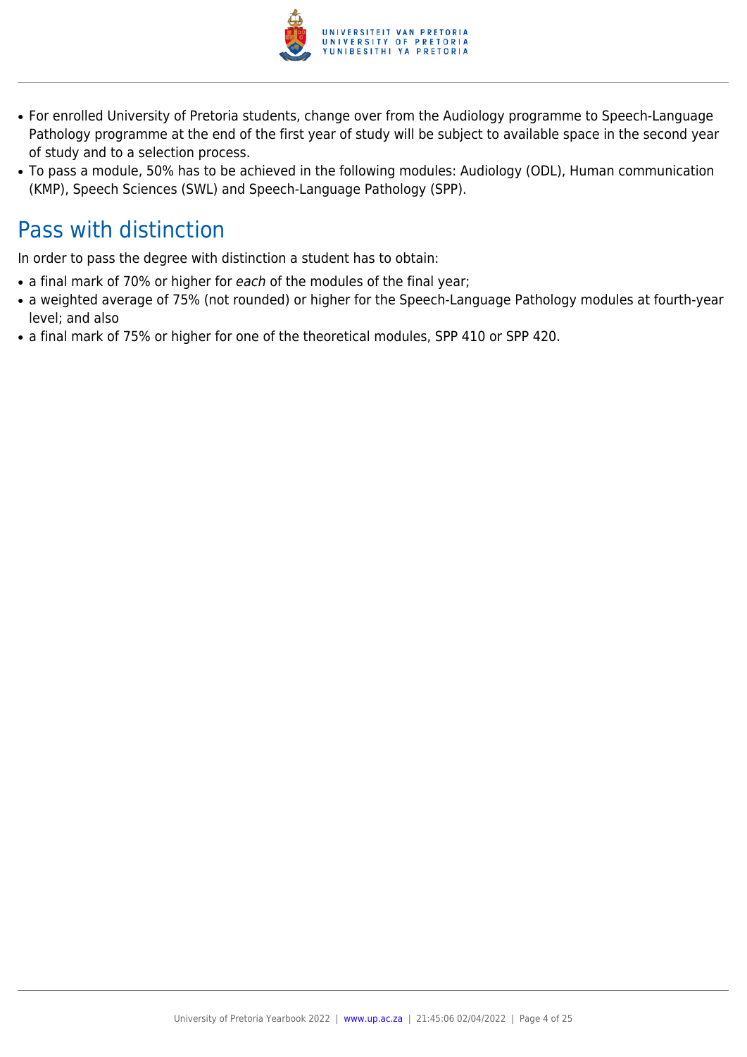- For enrolled University of Pretoria students, change over from the Audiology programme to Speech-Language Pathology programme at the end of the first year of study will be subject to available space in the second year of study and to a selection process.
- To pass a module, 50% has to be achieved in the following modules: Audiology (ODL), Human communication (KMP), Speech Sciences (SWL) and Speech-Language Pathology (SPP).

## Pass with distinction

In order to pass the degree with distinction a student has to obtain:

- a final mark of 70% or higher for *each* of the modules of the final year;
- a weighted average of 75% (not rounded) or higher for the Speech-Language Pathology modules at fourth-year level; and also
- a final mark of 75% or higher for one of the theoretical modules, SPP 410 or SPP 420.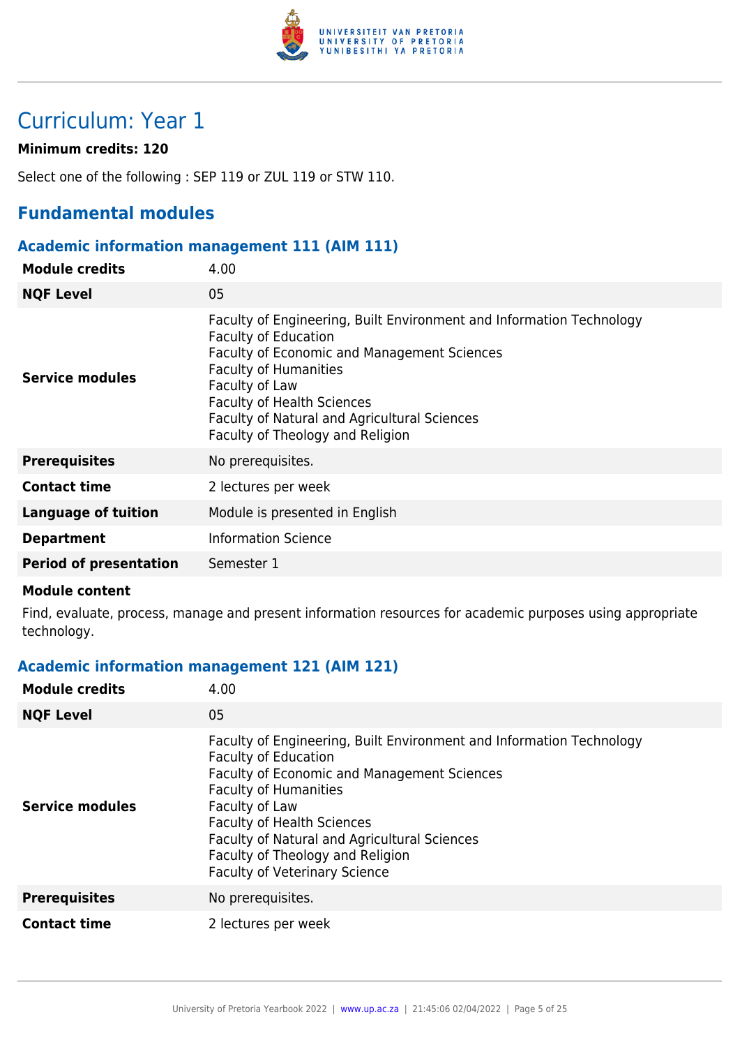# Curriculum: Year 1

**Minimum credits: 120**

Select one of the following : SEP 119 or ZUL 119 or STW 110.

## Fundamental modules

### Academic information management 111 (AIM 111)

| | |
|---|---|
| **Module credits** | 4.00 |
| **NQF Level** | 05 |
| **Service modules** | Faculty of Engineering, Built Environment and Information Technology<br>Faculty of Education<br>Faculty of Economic and Management Sciences<br>Faculty of Humanities<br>Faculty of Law<br>Faculty of Health Sciences<br>Faculty of Natural and Agricultural Sciences<br>Faculty of Theology and Religion |
| **Prerequisites** | No prerequisites. |
| **Contact time** | 2 lectures per week |
| **Language of tuition** | Module is presented in English |
| **Department** | Information Science |
| **Period of presentation** | Semester 1 |

**Module content**

Find, evaluate, process, manage and present information resources for academic purposes using appropriate technology.

### Academic information management 121 (AIM 121)

| | |
|---|---|
| **Module credits** | 4.00 |
| **NQF Level** | 05 |
| **Service modules** | Faculty of Engineering, Built Environment and Information Technology<br>Faculty of Education<br>Faculty of Economic and Management Sciences<br>Faculty of Humanities<br>Faculty of Law<br>Faculty of Health Sciences<br>Faculty of Natural and Agricultural Sciences<br>Faculty of Theology and Religion<br>Faculty of Veterinary Science |
| **Prerequisites** | No prerequisites. |
| **Contact time** | 2 lectures per week |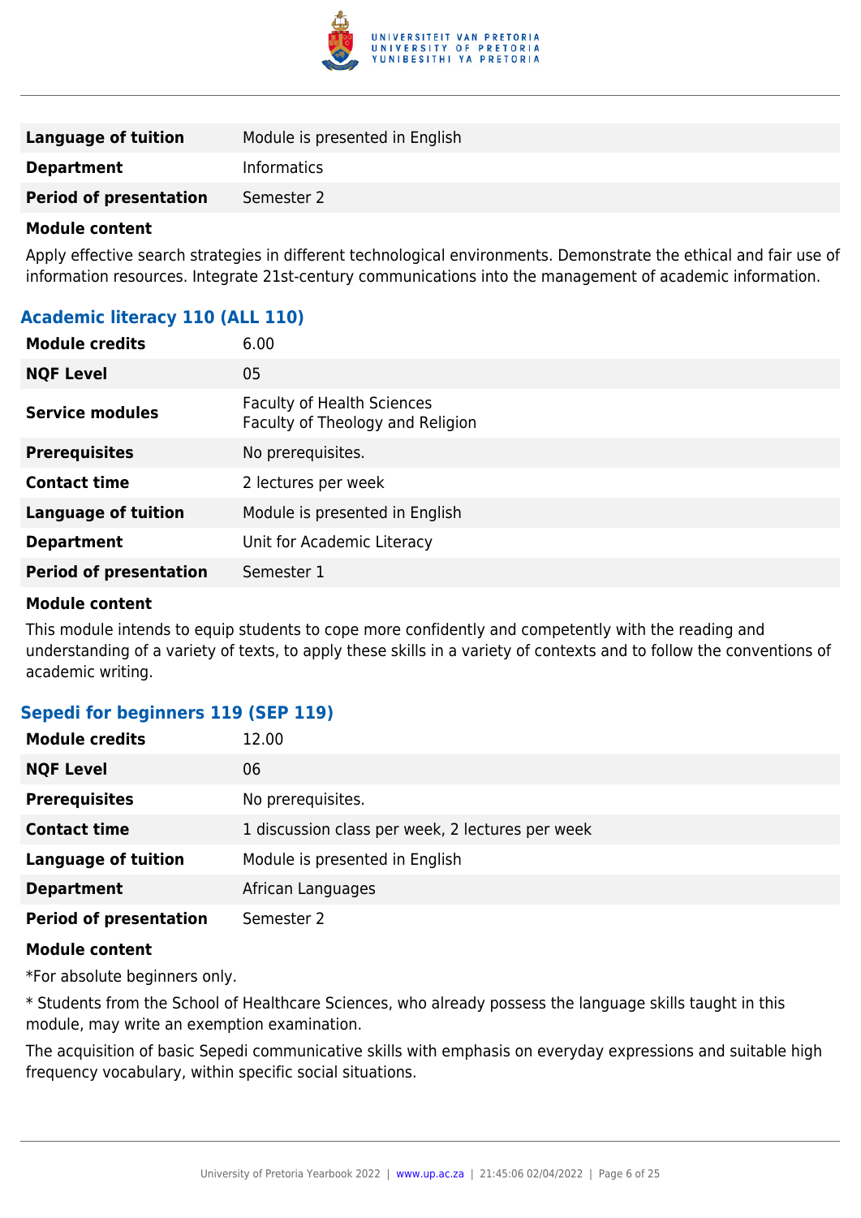| | |
|---|---|
| **Language of tuition** | Module is presented in English |
| **Department** | Informatics |
| **Period of presentation** | Semester 2 |

**Module content**

Apply effective search strategies in different technological environments. Demonstrate the ethical and fair use of information resources. Integrate 21st-century communications into the management of academic information.

### Academic literacy 110 (ALL 110)

| | |
|---|---|
| **Module credits** | 6.00 |
| **NQF Level** | 05 |
| **Service modules** | Faculty of Health Sciences<br>Faculty of Theology and Religion |
| **Prerequisites** | No prerequisites. |
| **Contact time** | 2 lectures per week |
| **Language of tuition** | Module is presented in English |
| **Department** | Unit for Academic Literacy |
| **Period of presentation** | Semester 1 |

**Module content**

This module intends to equip students to cope more confidently and competently with the reading and understanding of a variety of texts, to apply these skills in a variety of contexts and to follow the conventions of academic writing.

### Sepedi for beginners 119 (SEP 119)

| | |
|---|---|
| **Module credits** | 12.00 |
| **NQF Level** | 06 |
| **Prerequisites** | No prerequisites. |
| **Contact time** | 1 discussion class per week, 2 lectures per week |
| **Language of tuition** | Module is presented in English |
| **Department** | African Languages |
| **Period of presentation** | Semester 2 |

**Module content**

*For absolute beginners only.

* Students from the School of Healthcare Sciences, who already possess the language skills taught in this module, may write an exemption examination.

The acquisition of basic Sepedi communicative skills with emphasis on everyday expressions and suitable high frequency vocabulary, within specific social situations.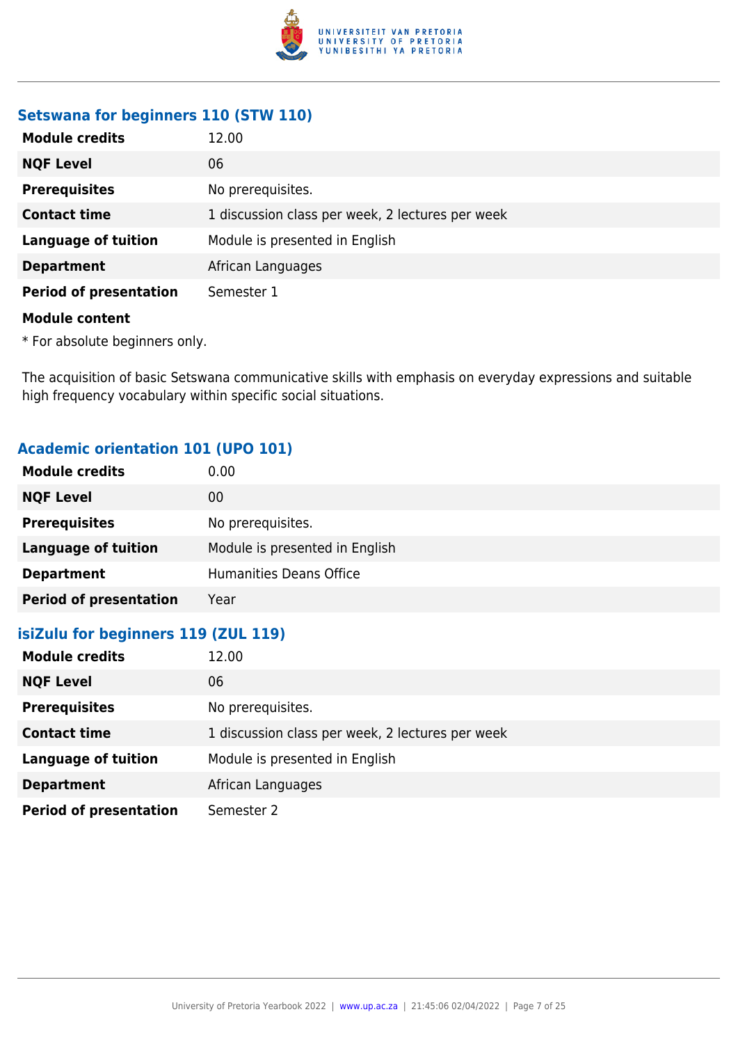### Setswana for beginners 110 (STW 110)

| | |
|---|---|
| **Module credits** | 12.00 |
| **NQF Level** | 06 |
| **Prerequisites** | No prerequisites. |
| **Contact time** | 1 discussion class per week, 2 lectures per week |
| **Language of tuition** | Module is presented in English |
| **Department** | African Languages |
| **Period of presentation** | Semester 1 |

**Module content**

* For absolute beginners only.

The acquisition of basic Setswana communicative skills with emphasis on everyday expressions and suitable high frequency vocabulary within specific social situations.

### Academic orientation 101 (UPO 101)

| | |
|---|---|
| **Module credits** | 0.00 |
| **NQF Level** | 00 |
| **Prerequisites** | No prerequisites. |
| **Language of tuition** | Module is presented in English |
| **Department** | Humanities Deans Office |
| **Period of presentation** | Year |

### isiZulu for beginners 119 (ZUL 119)

| | |
|---|---|
| **Module credits** | 12.00 |
| **NQF Level** | 06 |
| **Prerequisites** | No prerequisites. |
| **Contact time** | 1 discussion class per week, 2 lectures per week |
| **Language of tuition** | Module is presented in English |
| **Department** | African Languages |
| **Period of presentation** | Semester 2 |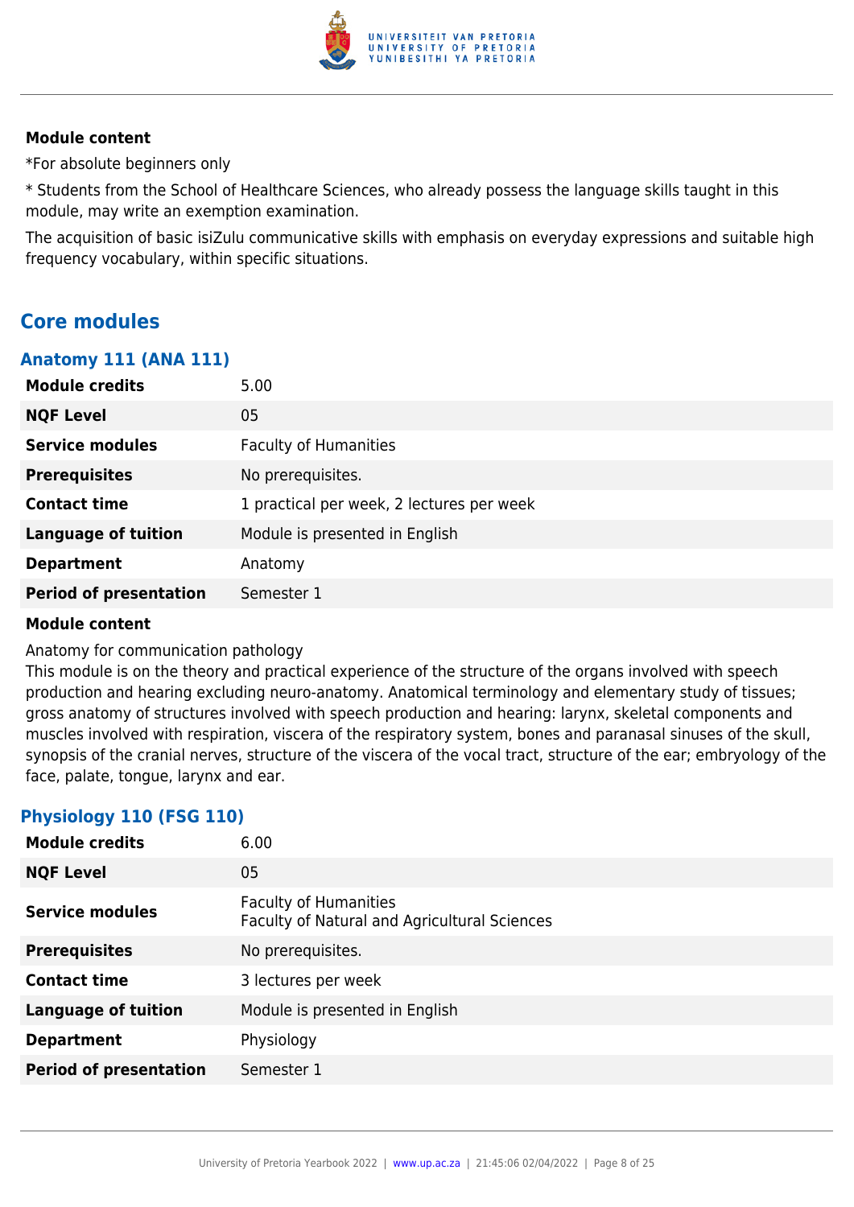**Module content**

*For absolute beginners only

* Students from the School of Healthcare Sciences, who already possess the language skills taught in this module, may write an exemption examination.

The acquisition of basic isiZulu communicative skills with emphasis on everyday expressions and suitable high frequency vocabulary, within specific situations.

## Core modules

### Anatomy 111 (ANA 111)

| | |
|---|---|
| **Module credits** | 5.00 |
| **NQF Level** | 05 |
| **Service modules** | Faculty of Humanities |
| **Prerequisites** | No prerequisites. |
| **Contact time** | 1 practical per week, 2 lectures per week |
| **Language of tuition** | Module is presented in English |
| **Department** | Anatomy |
| **Period of presentation** | Semester 1 |

**Module content**

Anatomy for communication pathology
This module is on the theory and practical experience of the structure of the organs involved with speech production and hearing excluding neuro-anatomy. Anatomical terminology and elementary study of tissues; gross anatomy of structures involved with speech production and hearing: larynx, skeletal components and muscles involved with respiration, viscera of the respiratory system, bones and paranasal sinuses of the skull, synopsis of the cranial nerves, structure of the viscera of the vocal tract, structure of the ear; embryology of the face, palate, tongue, larynx and ear.

### Physiology 110 (FSG 110)

| | |
|---|---|
| **Module credits** | 6.00 |
| **NQF Level** | 05 |
| **Service modules** | Faculty of Humanities<br>Faculty of Natural and Agricultural Sciences |
| **Prerequisites** | No prerequisites. |
| **Contact time** | 3 lectures per week |
| **Language of tuition** | Module is presented in English |
| **Department** | Physiology |
| **Period of presentation** | Semester 1 |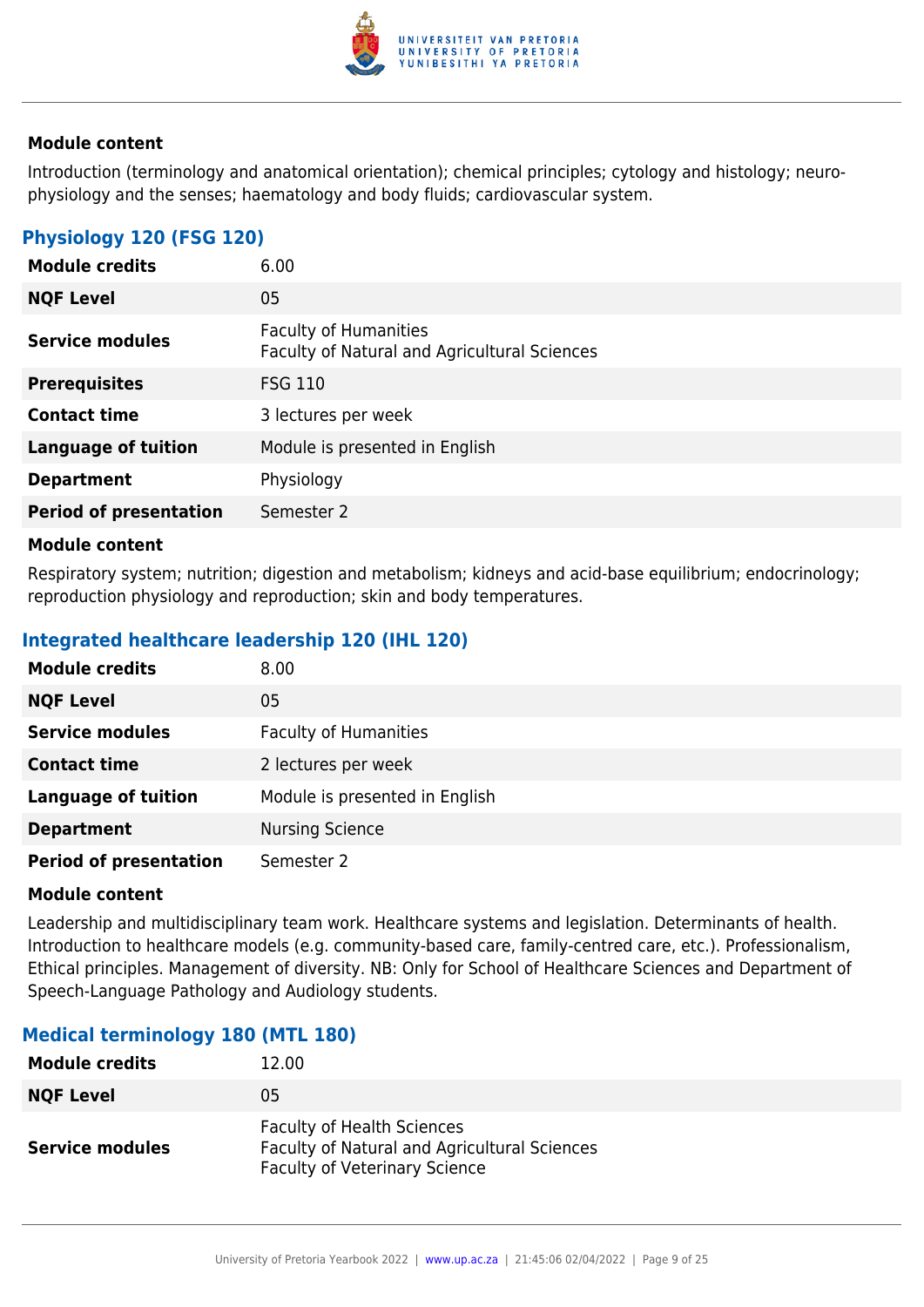**Module content**

Introduction (terminology and anatomical orientation); chemical principles; cytology and histology; neuro-physiology and the senses; haematology and body fluids; cardiovascular system.

### Physiology 120 (FSG 120)

| | |
|---|---|
| **Module credits** | 6.00 |
| **NQF Level** | 05 |
| **Service modules** | Faculty of Humanities<br>Faculty of Natural and Agricultural Sciences |
| **Prerequisites** | FSG 110 |
| **Contact time** | 3 lectures per week |
| **Language of tuition** | Module is presented in English |
| **Department** | Physiology |
| **Period of presentation** | Semester 2 |

**Module content**

Respiratory system; nutrition; digestion and metabolism; kidneys and acid-base equilibrium; endocrinology; reproduction physiology and reproduction; skin and body temperatures.

### Integrated healthcare leadership 120 (IHL 120)

| | |
|---|---|
| **Module credits** | 8.00 |
| **NQF Level** | 05 |
| **Service modules** | Faculty of Humanities |
| **Contact time** | 2 lectures per week |
| **Language of tuition** | Module is presented in English |
| **Department** | Nursing Science |
| **Period of presentation** | Semester 2 |

**Module content**

Leadership and multidisciplinary team work. Healthcare systems and legislation. Determinants of health. Introduction to healthcare models (e.g. community-based care, family-centred care, etc.). Professionalism, Ethical principles. Management of diversity. NB: Only for School of Healthcare Sciences and Department of Speech-Language Pathology and Audiology students.

### Medical terminology 180 (MTL 180)

| | |
|---|---|
| **Module credits** | 12.00 |
| **NQF Level** | 05 |
| **Service modules** | Faculty of Health Sciences<br>Faculty of Natural and Agricultural Sciences<br>Faculty of Veterinary Science |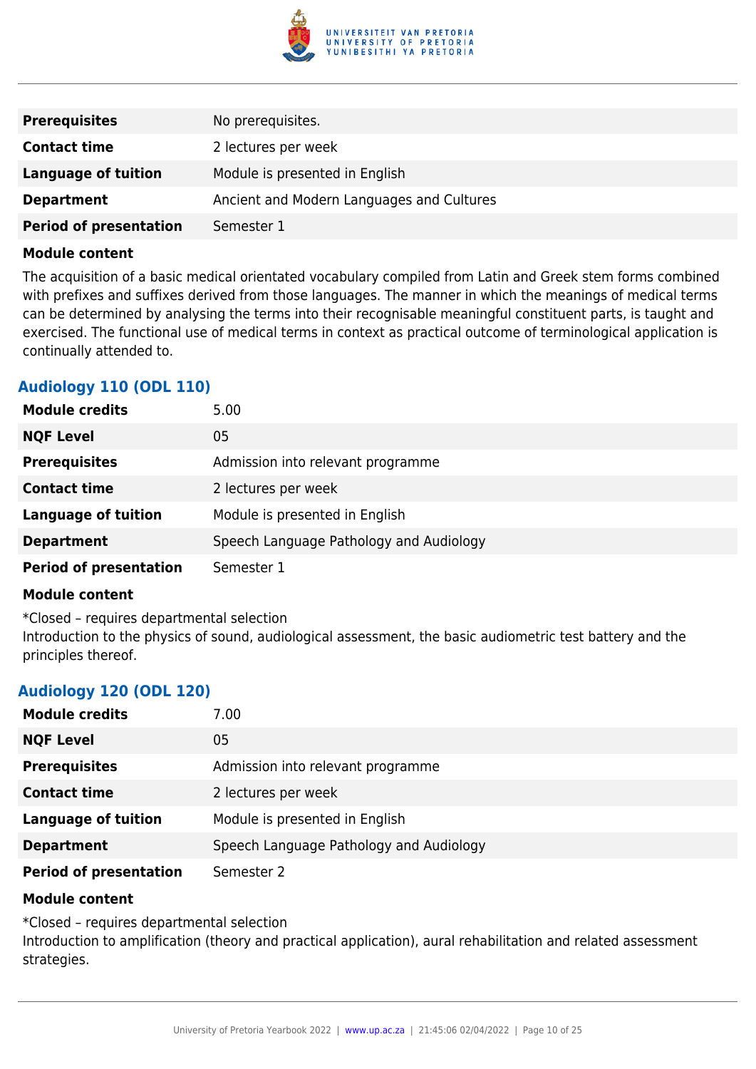| | |
|---|---|
| **Prerequisites** | No prerequisites. |
| **Contact time** | 2 lectures per week |
| **Language of tuition** | Module is presented in English |
| **Department** | Ancient and Modern Languages and Cultures |
| **Period of presentation** | Semester 1 |

**Module content**

The acquisition of a basic medical orientated vocabulary compiled from Latin and Greek stem forms combined with prefixes and suffixes derived from those languages. The manner in which the meanings of medical terms can be determined by analysing the terms into their recognisable meaningful constituent parts, is taught and exercised. The functional use of medical terms in context as practical outcome of terminological application is continually attended to.

### Audiology 110 (ODL 110)

| | |
|---|---|
| **Module credits** | 5.00 |
| **NQF Level** | 05 |
| **Prerequisites** | Admission into relevant programme |
| **Contact time** | 2 lectures per week |
| **Language of tuition** | Module is presented in English |
| **Department** | Speech Language Pathology and Audiology |
| **Period of presentation** | Semester 1 |

**Module content**

*Closed – requires departmental selection
Introduction to the physics of sound, audiological assessment, the basic audiometric test battery and the principles thereof.

### Audiology 120 (ODL 120)

| | |
|---|---|
| **Module credits** | 7.00 |
| **NQF Level** | 05 |
| **Prerequisites** | Admission into relevant programme |
| **Contact time** | 2 lectures per week |
| **Language of tuition** | Module is presented in English |
| **Department** | Speech Language Pathology and Audiology |
| **Period of presentation** | Semester 2 |

**Module content**

*Closed – requires departmental selection
Introduction to amplification (theory and practical application), aural rehabilitation and related assessment strategies.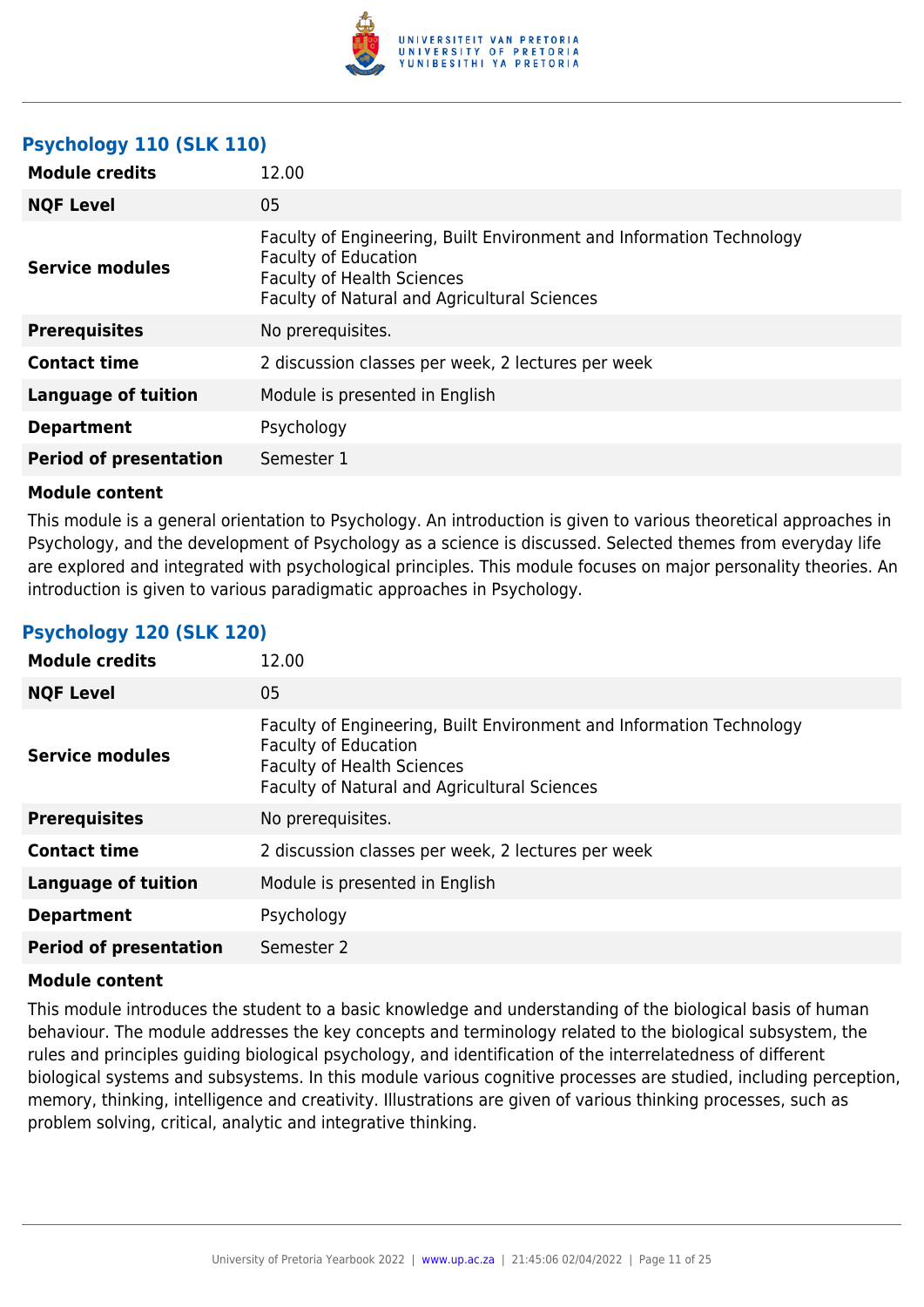### Psychology 110 (SLK 110)

| | |
|---|---|
| **Module credits** | 12.00 |
| **NQF Level** | 05 |
| **Service modules** | Faculty of Engineering, Built Environment and Information Technology<br>Faculty of Education<br>Faculty of Health Sciences<br>Faculty of Natural and Agricultural Sciences |
| **Prerequisites** | No prerequisites. |
| **Contact time** | 2 discussion classes per week, 2 lectures per week |
| **Language of tuition** | Module is presented in English |
| **Department** | Psychology |
| **Period of presentation** | Semester 1 |

**Module content**

This module is a general orientation to Psychology. An introduction is given to various theoretical approaches in Psychology, and the development of Psychology as a science is discussed. Selected themes from everyday life are explored and integrated with psychological principles. This module focuses on major personality theories. An introduction is given to various paradigmatic approaches in Psychology.

### Psychology 120 (SLK 120)

| | |
|---|---|
| **Module credits** | 12.00 |
| **NQF Level** | 05 |
| **Service modules** | Faculty of Engineering, Built Environment and Information Technology<br>Faculty of Education<br>Faculty of Health Sciences<br>Faculty of Natural and Agricultural Sciences |
| **Prerequisites** | No prerequisites. |
| **Contact time** | 2 discussion classes per week, 2 lectures per week |
| **Language of tuition** | Module is presented in English |
| **Department** | Psychology |
| **Period of presentation** | Semester 2 |

**Module content**

This module introduces the student to a basic knowledge and understanding of the biological basis of human behaviour. The module addresses the key concepts and terminology related to the biological subsystem, the rules and principles guiding biological psychology, and identification of the interrelatedness of different biological systems and subsystems. In this module various cognitive processes are studied, including perception, memory, thinking, intelligence and creativity. Illustrations are given of various thinking processes, such as problem solving, critical, analytic and integrative thinking.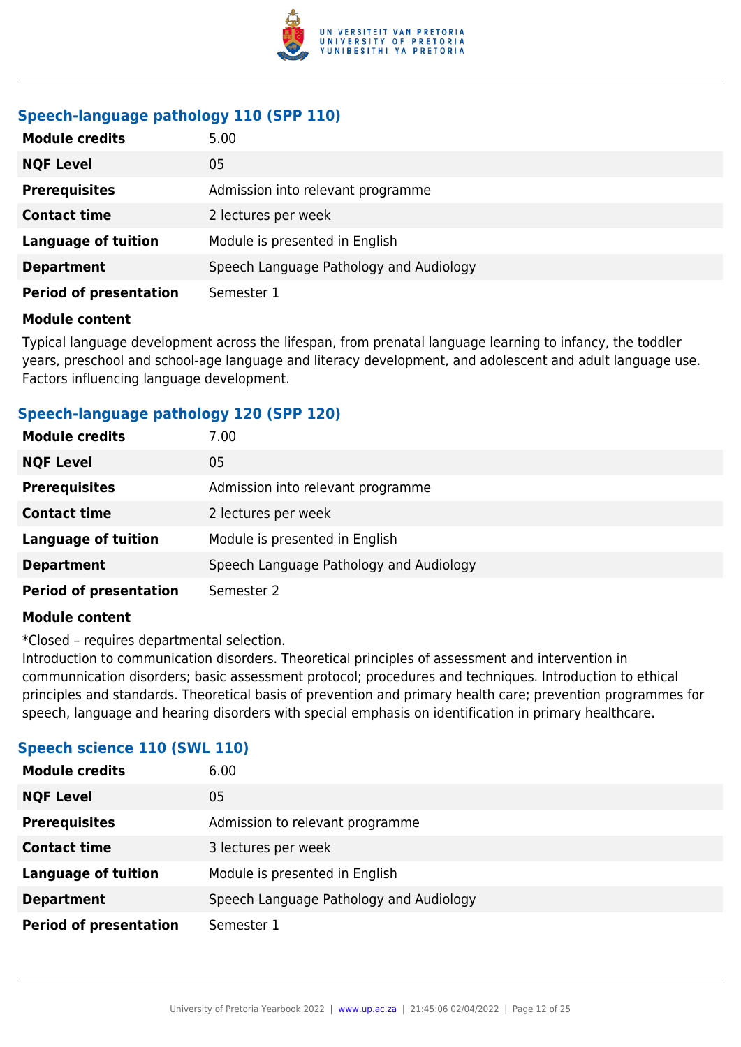### Speech-language pathology 110 (SPP 110)

| **Module credits** | 5.00 |
|---|---|
| **NQF Level** | 05 |
| **Prerequisites** | Admission into relevant programme |
| **Contact time** | 2 lectures per week |
| **Language of tuition** | Module is presented in English |
| **Department** | Speech Language Pathology and Audiology |
| **Period of presentation** | Semester 1 |

**Module content**

Typical language development across the lifespan, from prenatal language learning to infancy, the toddler years, preschool and school-age language and literacy development, and adolescent and adult language use. Factors influencing language development.

### Speech-language pathology 120 (SPP 120)

| **Module credits** | 7.00 |
|---|---|
| **NQF Level** | 05 |
| **Prerequisites** | Admission into relevant programme |
| **Contact time** | 2 lectures per week |
| **Language of tuition** | Module is presented in English |
| **Department** | Speech Language Pathology and Audiology |
| **Period of presentation** | Semester 2 |

**Module content**

*Closed – requires departmental selection.
Introduction to communication disorders. Theoretical principles of assessment and intervention in communnication disorders; basic assessment protocol; procedures and techniques. Introduction to ethical principles and standards. Theoretical basis of prevention and primary health care; prevention programmes for speech, language and hearing disorders with special emphasis on identification in primary healthcare.

### Speech science 110 (SWL 110)

| **Module credits** | 6.00 |
|---|---|
| **NQF Level** | 05 |
| **Prerequisites** | Admission to relevant programme |
| **Contact time** | 3 lectures per week |
| **Language of tuition** | Module is presented in English |
| **Department** | Speech Language Pathology and Audiology |
| **Period of presentation** | Semester 1 |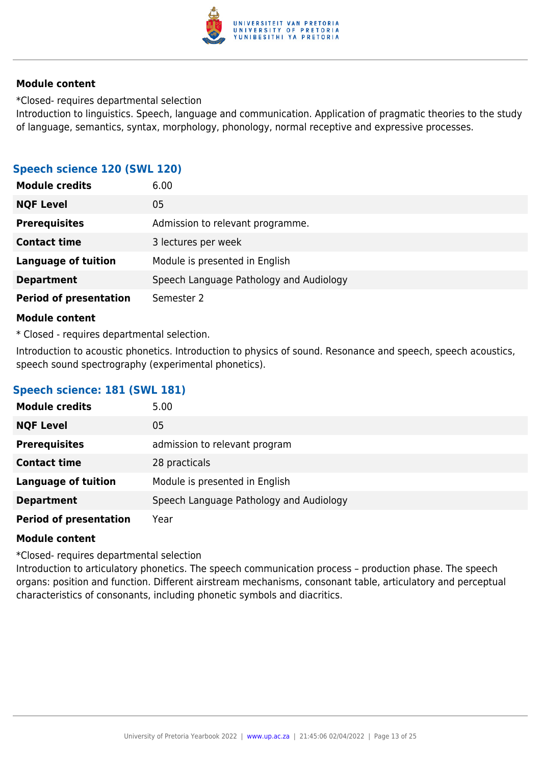#### Module content

*Closed- requires departmental selection
Introduction to linguistics. Speech, language and communication. Application of pragmatic theories to the study of language, semantics, syntax, morphology, phonology, normal receptive and expressive processes.

### Speech science 120 (SWL 120)

| | |
|---|---|
| **Module credits** | 6.00 |
| **NQF Level** | 05 |
| **Prerequisites** | Admission to relevant programme. |
| **Contact time** | 3 lectures per week |
| **Language of tuition** | Module is presented in English |
| **Department** | Speech Language Pathology and Audiology |
| **Period of presentation** | Semester 2 |

#### Module content

* Closed - requires departmental selection.

Introduction to acoustic phonetics. Introduction to physics of sound. Resonance and speech, speech acoustics, speech sound spectrography (experimental phonetics).

### Speech science: 181 (SWL 181)

| | |
|---|---|
| **Module credits** | 5.00 |
| **NQF Level** | 05 |
| **Prerequisites** | admission to relevant program |
| **Contact time** | 28 practicals |
| **Language of tuition** | Module is presented in English |
| **Department** | Speech Language Pathology and Audiology |
| **Period of presentation** | Year |

#### Module content

*Closed- requires departmental selection
Introduction to articulatory phonetics. The speech communication process – production phase. The speech organs: position and function. Different airstream mechanisms, consonant table, articulatory and perceptual characteristics of consonants, including phonetic symbols and diacritics.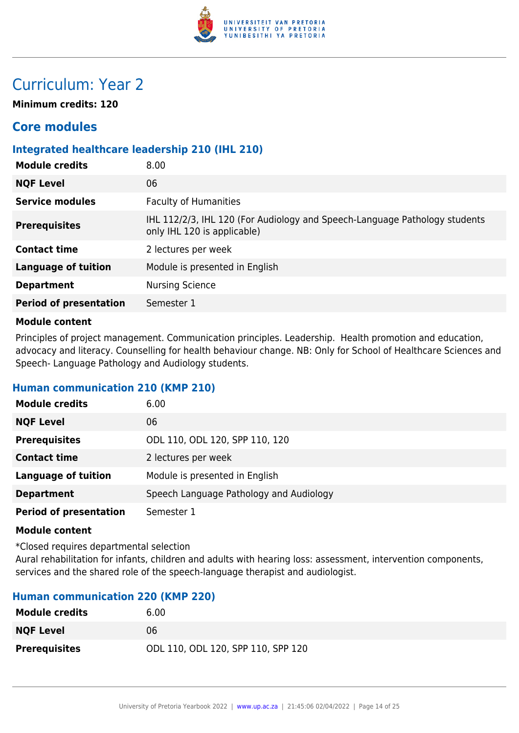# Curriculum: Year 2

**Minimum credits: 120**

## Core modules

### Integrated healthcare leadership 210 (IHL 210)

| | |
|---|---|
| **Module credits** | 8.00 |
| **NQF Level** | 06 |
| **Service modules** | Faculty of Humanities |
| **Prerequisites** | IHL 112/2/3, IHL 120 (For Audiology and Speech-Language Pathology students only IHL 120 is applicable) |
| **Contact time** | 2 lectures per week |
| **Language of tuition** | Module is presented in English |
| **Department** | Nursing Science |
| **Period of presentation** | Semester 1 |

**Module content**

Principles of project management. Communication principles. Leadership. Health promotion and education, advocacy and literacy. Counselling for health behaviour change. NB: Only for School of Healthcare Sciences and Speech- Language Pathology and Audiology students.

### Human communication 210 (KMP 210)

| | |
|---|---|
| **Module credits** | 6.00 |
| **NQF Level** | 06 |
| **Prerequisites** | ODL 110, ODL 120, SPP 110, 120 |
| **Contact time** | 2 lectures per week |
| **Language of tuition** | Module is presented in English |
| **Department** | Speech Language Pathology and Audiology |
| **Period of presentation** | Semester 1 |

**Module content**

*Closed requires departmental selection
Aural rehabilitation for infants, children and adults with hearing loss: assessment, intervention components, services and the shared role of the speech-language therapist and audiologist.

### Human communication 220 (KMP 220)

| | |
|---|---|
| **Module credits** | 6.00 |
| **NQF Level** | 06 |
| **Prerequisites** | ODL 110, ODL 120, SPP 110, SPP 120 |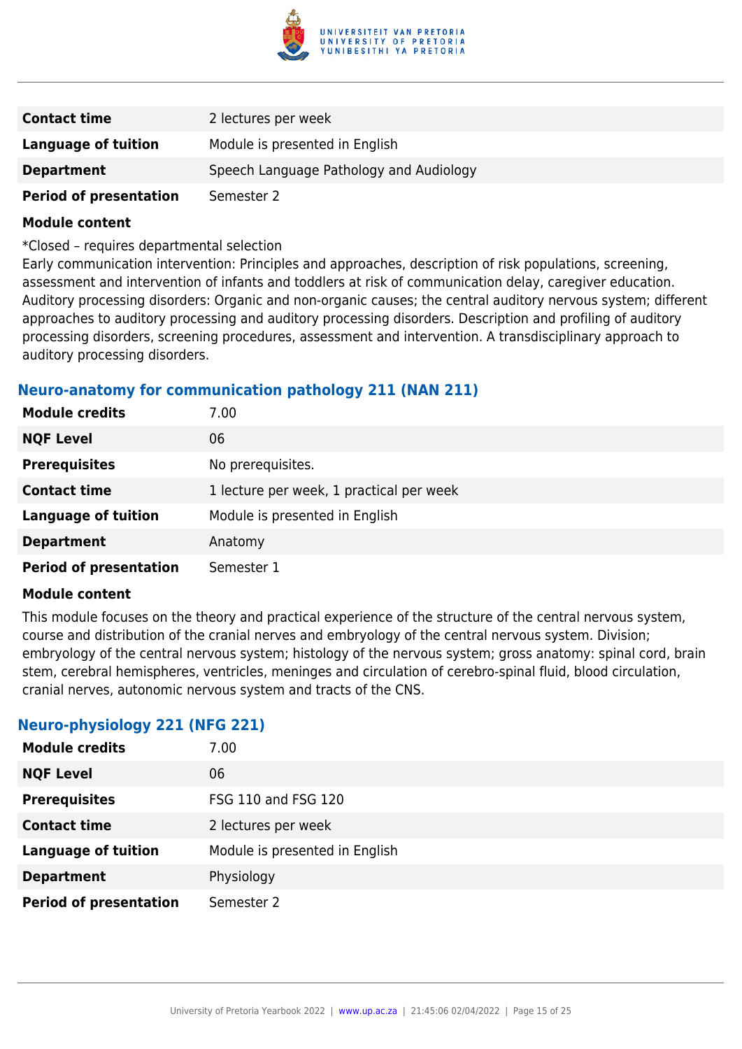| | |
|---|---|
| **Contact time** | 2 lectures per week |
| **Language of tuition** | Module is presented in English |
| **Department** | Speech Language Pathology and Audiology |
| **Period of presentation** | Semester 2 |

**Module content**

*Closed – requires departmental selection

Early communication intervention: Principles and approaches, description of risk populations, screening, assessment and intervention of infants and toddlers at risk of communication delay, caregiver education. Auditory processing disorders: Organic and non-organic causes; the central auditory nervous system; different approaches to auditory processing and auditory processing disorders. Description and profiling of auditory processing disorders, screening procedures, assessment and intervention. A transdisciplinary approach to auditory processing disorders.

### Neuro-anatomy for communication pathology 211 (NAN 211)

| | |
|---|---|
| **Module credits** | 7.00 |
| **NQF Level** | 06 |
| **Prerequisites** | No prerequisites. |
| **Contact time** | 1 lecture per week, 1 practical per week |
| **Language of tuition** | Module is presented in English |
| **Department** | Anatomy |
| **Period of presentation** | Semester 1 |

**Module content**

This module focuses on the theory and practical experience of the structure of the central nervous system, course and distribution of the cranial nerves and embryology of the central nervous system. Division; embryology of the central nervous system; histology of the nervous system; gross anatomy: spinal cord, brain stem, cerebral hemispheres, ventricles, meninges and circulation of cerebro-spinal fluid, blood circulation, cranial nerves, autonomic nervous system and tracts of the CNS.

### Neuro-physiology 221 (NFG 221)

| | |
|---|---|
| **Module credits** | 7.00 |
| **NQF Level** | 06 |
| **Prerequisites** | FSG 110 and FSG 120 |
| **Contact time** | 2 lectures per week |
| **Language of tuition** | Module is presented in English |
| **Department** | Physiology |
| **Period of presentation** | Semester 2 |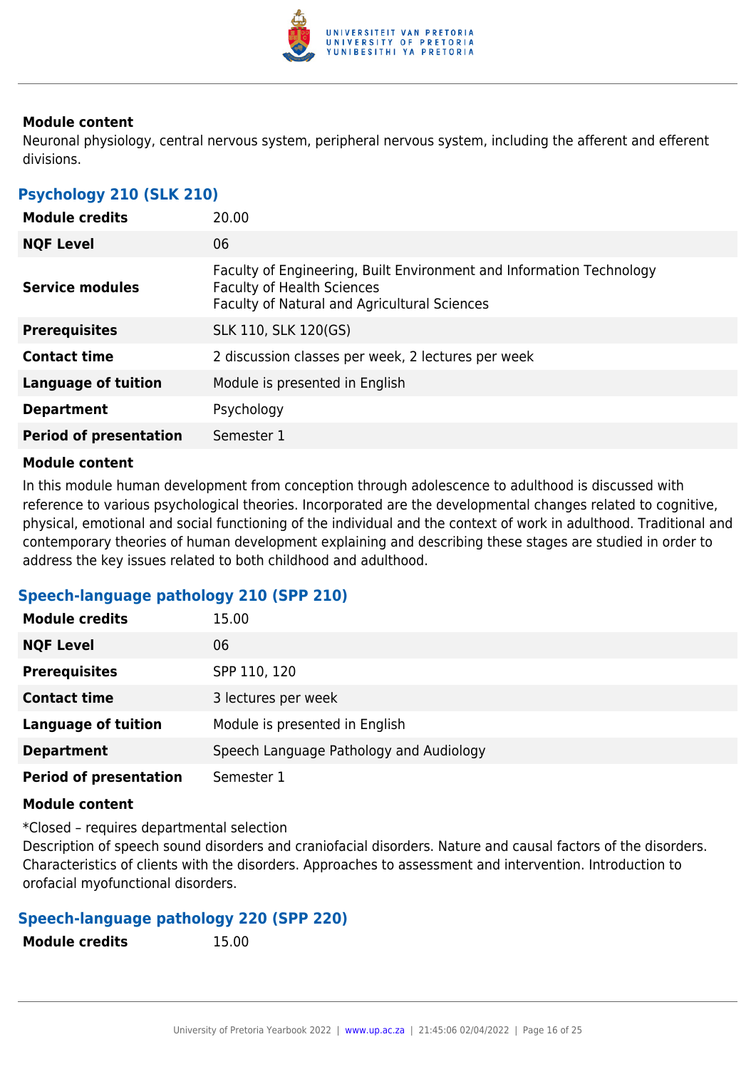#### Module content

Neuronal physiology, central nervous system, peripheral nervous system, including the afferent and efferent divisions.

### Psychology 210 (SLK 210)

| | |
|---|---|
| **Module credits** | 20.00 |
| **NQF Level** | 06 |
| **Service modules** | Faculty of Engineering, Built Environment and Information Technology<br>Faculty of Health Sciences<br>Faculty of Natural and Agricultural Sciences |
| **Prerequisites** | SLK 110, SLK 120(GS) |
| **Contact time** | 2 discussion classes per week, 2 lectures per week |
| **Language of tuition** | Module is presented in English |
| **Department** | Psychology |
| **Period of presentation** | Semester 1 |

#### Module content

In this module human development from conception through adolescence to adulthood is discussed with reference to various psychological theories. Incorporated are the developmental changes related to cognitive, physical, emotional and social functioning of the individual and the context of work in adulthood. Traditional and contemporary theories of human development explaining and describing these stages are studied in order to address the key issues related to both childhood and adulthood.

### Speech-language pathology 210 (SPP 210)

| | |
|---|---|
| **Module credits** | 15.00 |
| **NQF Level** | 06 |
| **Prerequisites** | SPP 110, 120 |
| **Contact time** | 3 lectures per week |
| **Language of tuition** | Module is presented in English |
| **Department** | Speech Language Pathology and Audiology |
| **Period of presentation** | Semester 1 |

#### Module content

*Closed – requires departmental selection
Description of speech sound disorders and craniofacial disorders. Nature and causal factors of the disorders. Characteristics of clients with the disorders. Approaches to assessment and intervention. Introduction to orofacial myofunctional disorders.

### Speech-language pathology 220 (SPP 220)

| | |
|---|---|
| **Module credits** | 15.00 |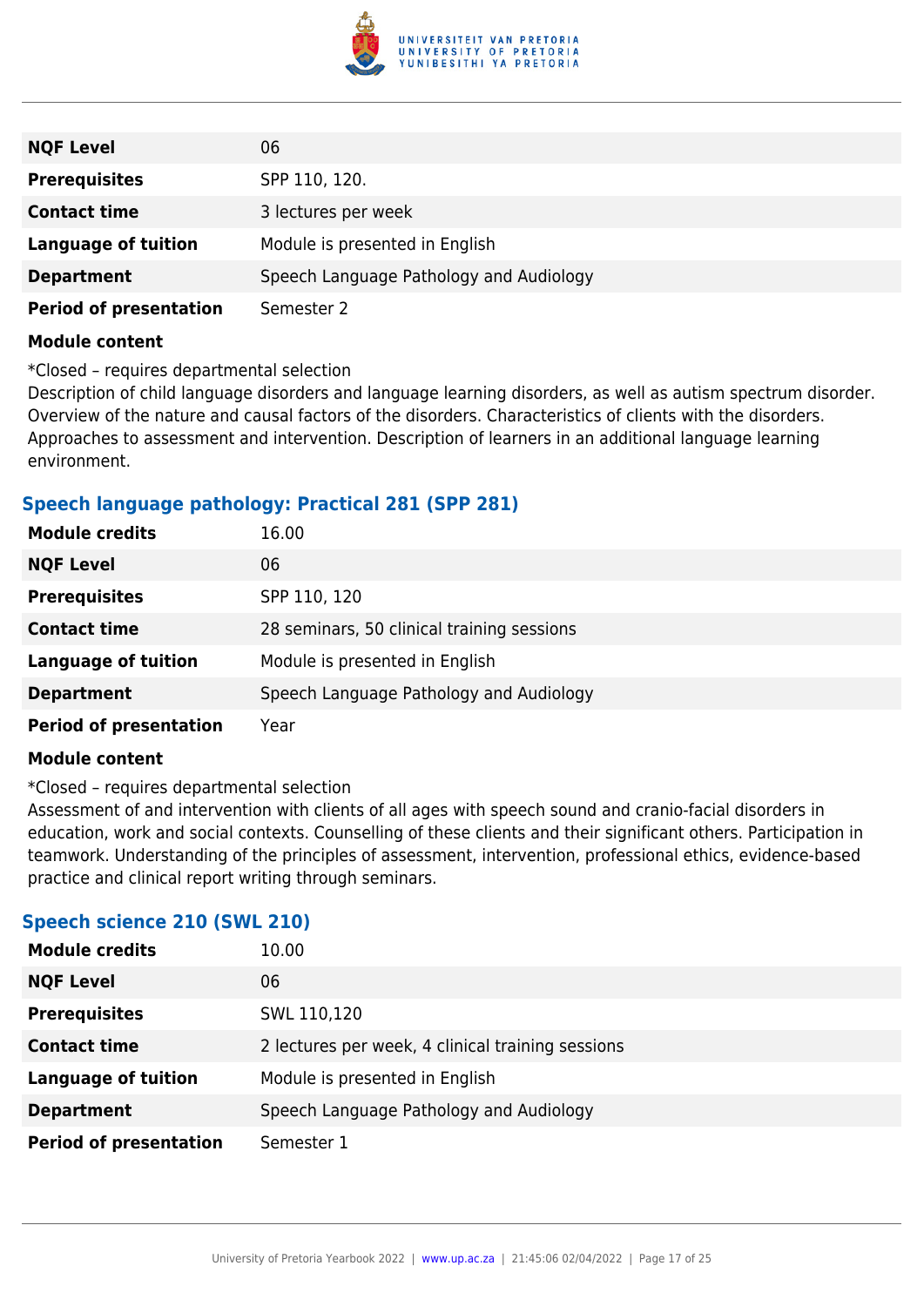| | |
|---|---|
| **NQF Level** | 06 |
| **Prerequisites** | SPP 110, 120. |
| **Contact time** | 3 lectures per week |
| **Language of tuition** | Module is presented in English |
| **Department** | Speech Language Pathology and Audiology |
| **Period of presentation** | Semester 2 |

**Module content**

*Closed – requires departmental selection
Description of child language disorders and language learning disorders, as well as autism spectrum disorder. Overview of the nature and causal factors of the disorders. Characteristics of clients with the disorders. Approaches to assessment and intervention. Description of learners in an additional language learning environment.

### Speech language pathology: Practical 281 (SPP 281)

| | |
|---|---|
| **Module credits** | 16.00 |
| **NQF Level** | 06 |
| **Prerequisites** | SPP 110, 120 |
| **Contact time** | 28 seminars, 50 clinical training sessions |
| **Language of tuition** | Module is presented in English |
| **Department** | Speech Language Pathology and Audiology |
| **Period of presentation** | Year |

**Module content**

*Closed – requires departmental selection
Assessment of and intervention with clients of all ages with speech sound and cranio-facial disorders in education, work and social contexts. Counselling of these clients and their significant others. Participation in teamwork. Understanding of the principles of assessment, intervention, professional ethics, evidence-based practice and clinical report writing through seminars.

### Speech science 210 (SWL 210)

| | |
|---|---|
| **Module credits** | 10.00 |
| **NQF Level** | 06 |
| **Prerequisites** | SWL 110,120 |
| **Contact time** | 2 lectures per week, 4 clinical training sessions |
| **Language of tuition** | Module is presented in English |
| **Department** | Speech Language Pathology and Audiology |
| **Period of presentation** | Semester 1 |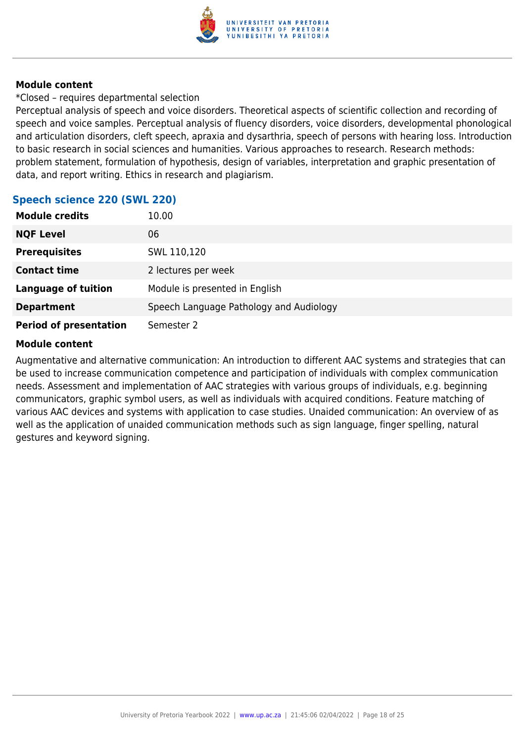#### Module content

*Closed – requires departmental selection

Perceptual analysis of speech and voice disorders. Theoretical aspects of scientific collection and recording of speech and voice samples. Perceptual analysis of fluency disorders, voice disorders, developmental phonological and articulation disorders, cleft speech, apraxia and dysarthria, speech of persons with hearing loss. Introduction to basic research in social sciences and humanities. Various approaches to research. Research methods: problem statement, formulation of hypothesis, design of variables, interpretation and graphic presentation of data, and report writing. Ethics in research and plagiarism.

### Speech science 220 (SWL 220)

| | |
|---|---|
| **Module credits** | 10.00 |
| **NQF Level** | 06 |
| **Prerequisites** | SWL 110,120 |
| **Contact time** | 2 lectures per week |
| **Language of tuition** | Module is presented in English |
| **Department** | Speech Language Pathology and Audiology |
| **Period of presentation** | Semester 2 |

#### Module content

Augmentative and alternative communication: An introduction to different AAC systems and strategies that can be used to increase communication competence and participation of individuals with complex communication needs. Assessment and implementation of AAC strategies with various groups of individuals, e.g. beginning communicators, graphic symbol users, as well as individuals with acquired conditions. Feature matching of various AAC devices and systems with application to case studies. Unaided communication: An overview of as well as the application of unaided communication methods such as sign language, finger spelling, natural gestures and keyword signing.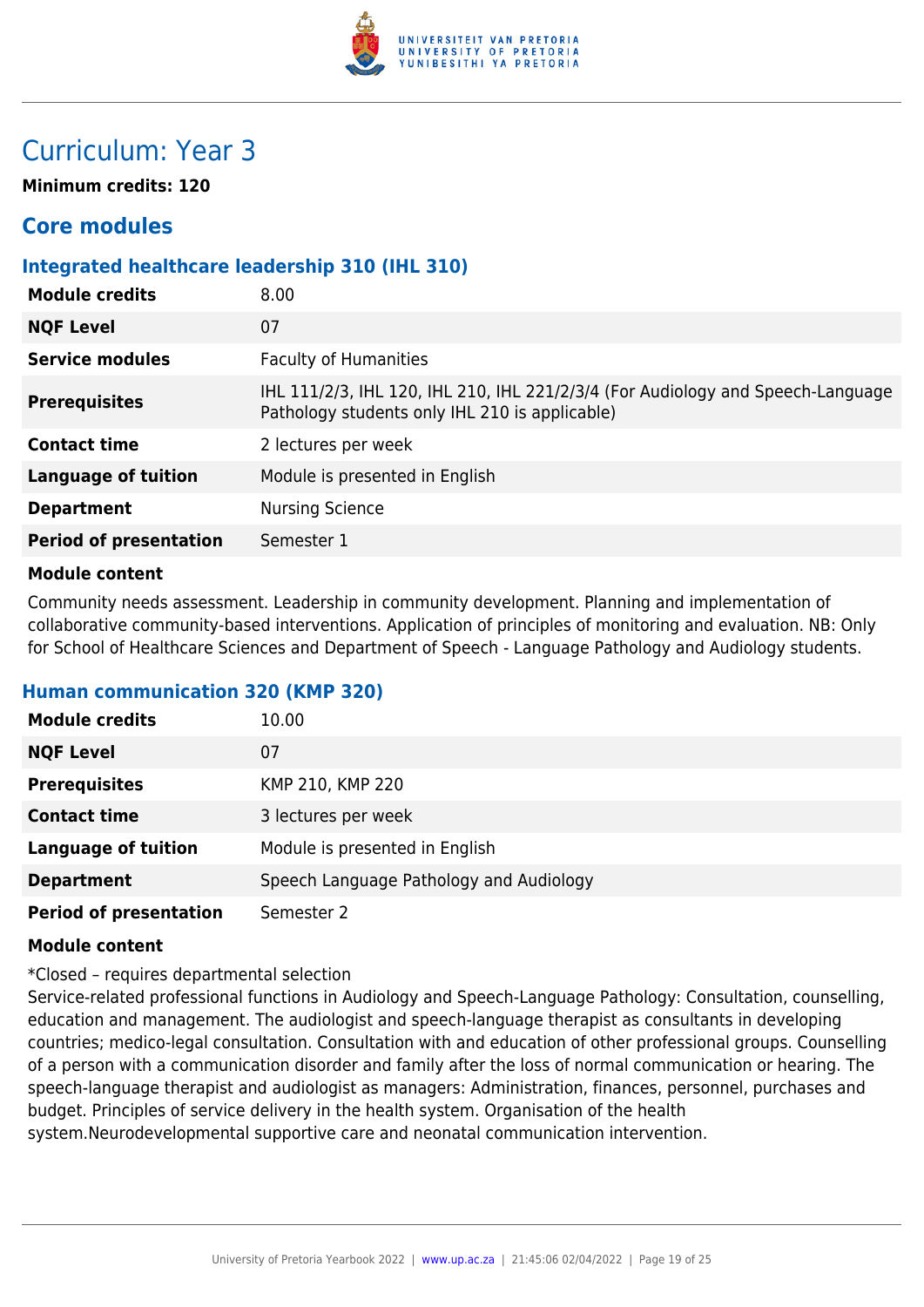# Curriculum: Year 3

**Minimum credits: 120**

## Core modules

### Integrated healthcare leadership 310 (IHL 310)

| | |
|---|---|
| **Module credits** | 8.00 |
| **NQF Level** | 07 |
| **Service modules** | Faculty of Humanities |
| **Prerequisites** | IHL 111/2/3, IHL 120, IHL 210, IHL 221/2/3/4 (For Audiology and Speech-Language Pathology students only IHL 210 is applicable) |
| **Contact time** | 2 lectures per week |
| **Language of tuition** | Module is presented in English |
| **Department** | Nursing Science |
| **Period of presentation** | Semester 1 |

**Module content**

Community needs assessment. Leadership in community development. Planning and implementation of collaborative community-based interventions. Application of principles of monitoring and evaluation. NB: Only for School of Healthcare Sciences and Department of Speech - Language Pathology and Audiology students.

### Human communication 320 (KMP 320)

| | |
|---|---|
| **Module credits** | 10.00 |
| **NQF Level** | 07 |
| **Prerequisites** | KMP 210, KMP 220 |
| **Contact time** | 3 lectures per week |
| **Language of tuition** | Module is presented in English |
| **Department** | Speech Language Pathology and Audiology |
| **Period of presentation** | Semester 2 |

**Module content**

*Closed – requires departmental selection

Service-related professional functions in Audiology and Speech-Language Pathology: Consultation, counselling, education and management. The audiologist and speech-language therapist as consultants in developing countries; medico-legal consultation. Consultation with and education of other professional groups. Counselling of a person with a communication disorder and family after the loss of normal communication or hearing. The speech-language therapist and audiologist as managers: Administration, finances, personnel, purchases and budget. Principles of service delivery in the health system. Organisation of the health system.Neurodevelopmental supportive care and neonatal communication intervention.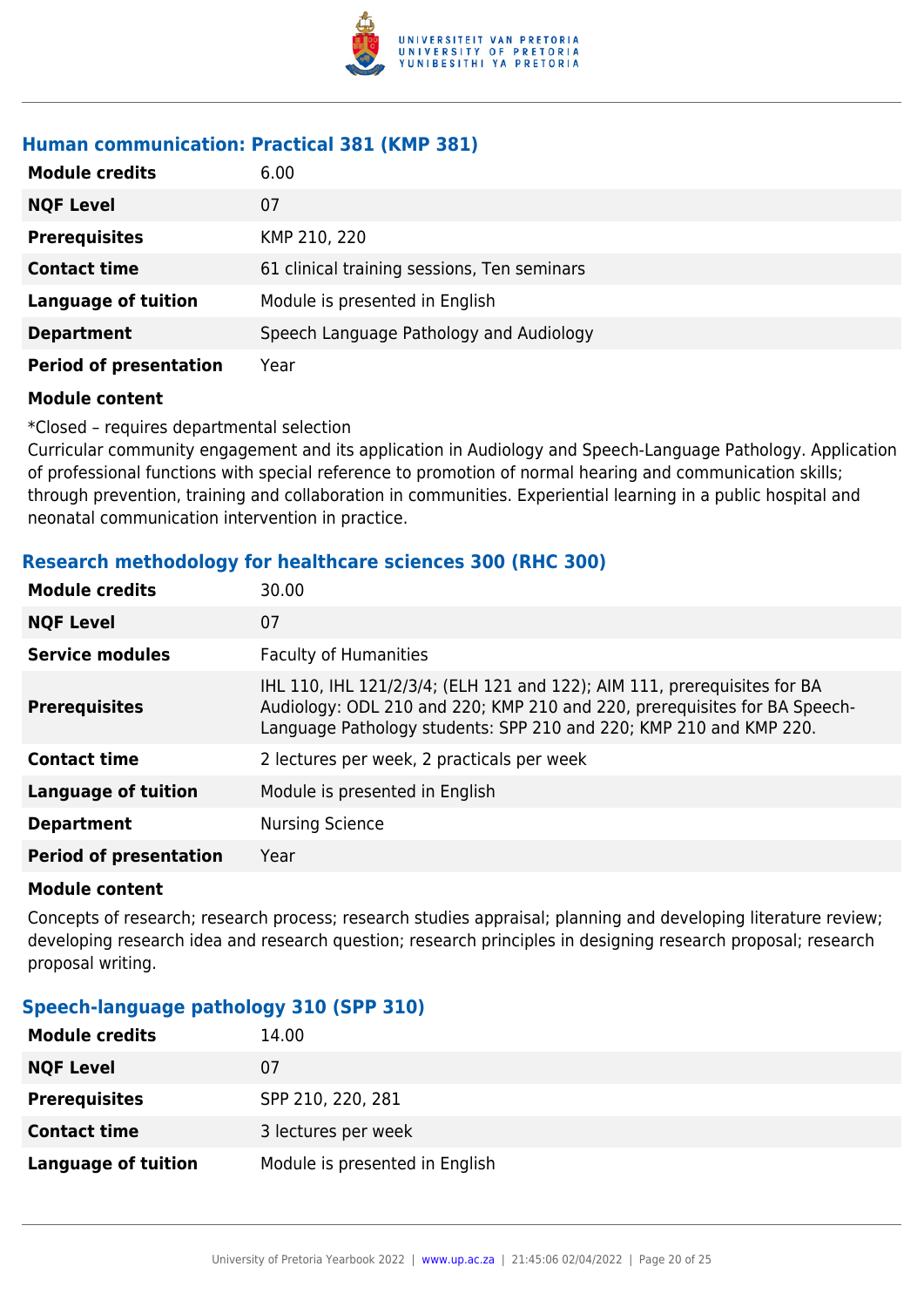### Human communication: Practical 381 (KMP 381)

| | |
|---|---|
| **Module credits** | 6.00 |
| **NQF Level** | 07 |
| **Prerequisites** | KMP 210, 220 |
| **Contact time** | 61 clinical training sessions, Ten seminars |
| **Language of tuition** | Module is presented in English |
| **Department** | Speech Language Pathology and Audiology |
| **Period of presentation** | Year |

**Module content**

*Closed – requires departmental selection
Curricular community engagement and its application in Audiology and Speech-Language Pathology. Application of professional functions with special reference to promotion of normal hearing and communication skills; through prevention, training and collaboration in communities. Experiential learning in a public hospital and neonatal communication intervention in practice.

### Research methodology for healthcare sciences 300 (RHC 300)

| | |
|---|---|
| **Module credits** | 30.00 |
| **NQF Level** | 07 |
| **Service modules** | Faculty of Humanities |
| **Prerequisites** | IHL 110, IHL 121/2/3/4; (ELH 121 and 122); AIM 111, prerequisites for BA Audiology: ODL 210 and 220; KMP 210 and 220, prerequisites for BA Speech-Language Pathology students: SPP 210 and 220; KMP 210 and KMP 220. |
| **Contact time** | 2 lectures per week, 2 practicals per week |
| **Language of tuition** | Module is presented in English |
| **Department** | Nursing Science |
| **Period of presentation** | Year |

**Module content**

Concepts of research; research process; research studies appraisal; planning and developing literature review; developing research idea and research question; research principles in designing research proposal; research proposal writing.

### Speech-language pathology 310 (SPP 310)

| | |
|---|---|
| **Module credits** | 14.00 |
| **NQF Level** | 07 |
| **Prerequisites** | SPP 210, 220, 281 |
| **Contact time** | 3 lectures per week |
| **Language of tuition** | Module is presented in English |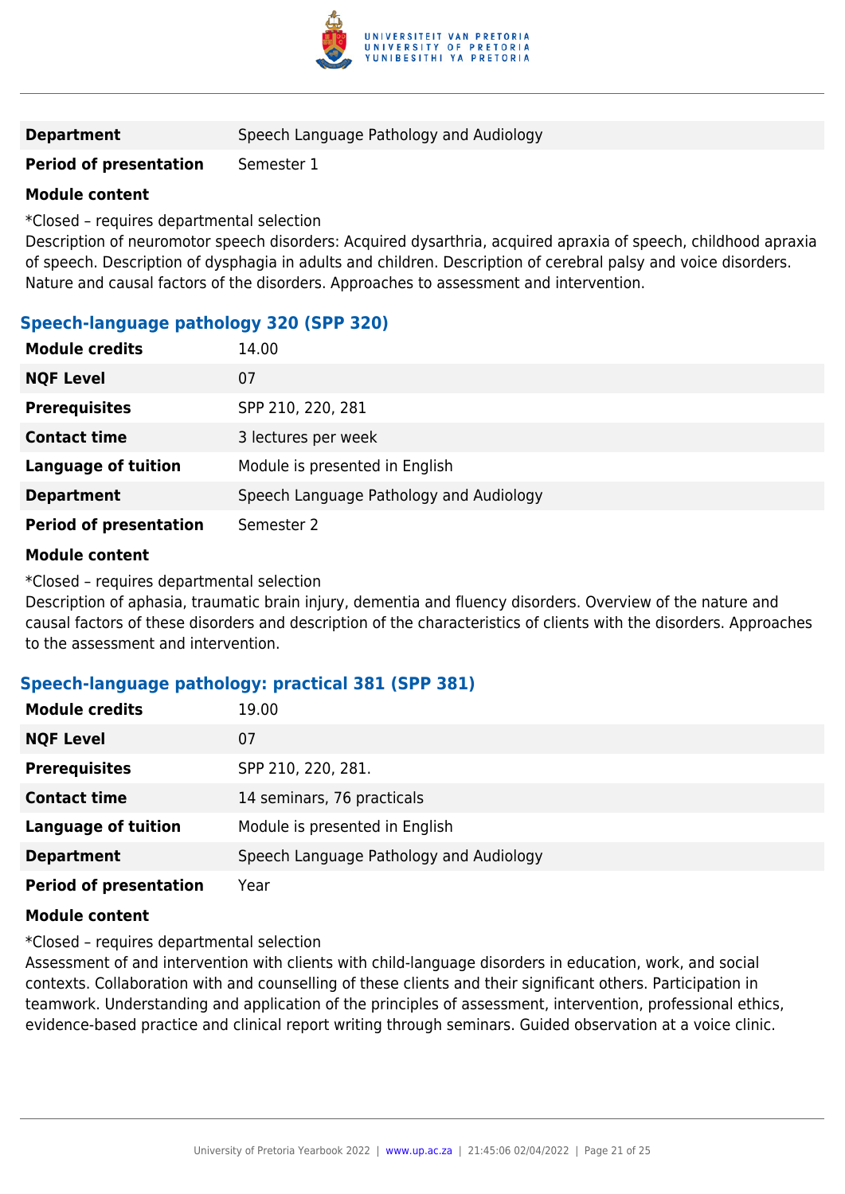| | |
|---|---|
| **Department** | Speech Language Pathology and Audiology |
| **Period of presentation** | Semester 1 |

**Module content**

*Closed – requires departmental selection
Description of neuromotor speech disorders: Acquired dysarthria, acquired apraxia of speech, childhood apraxia of speech. Description of dysphagia in adults and children. Description of cerebral palsy and voice disorders. Nature and causal factors of the disorders. Approaches to assessment and intervention.

### Speech-language pathology 320 (SPP 320)

| | |
|---|---|
| **Module credits** | 14.00 |
| **NQF Level** | 07 |
| **Prerequisites** | SPP 210, 220, 281 |
| **Contact time** | 3 lectures per week |
| **Language of tuition** | Module is presented in English |
| **Department** | Speech Language Pathology and Audiology |
| **Period of presentation** | Semester 2 |

**Module content**

*Closed – requires departmental selection
Description of aphasia, traumatic brain injury, dementia and fluency disorders. Overview of the nature and causal factors of these disorders and description of the characteristics of clients with the disorders. Approaches to the assessment and intervention.

### Speech-language pathology: practical 381 (SPP 381)

| | |
|---|---|
| **Module credits** | 19.00 |
| **NQF Level** | 07 |
| **Prerequisites** | SPP 210, 220, 281. |
| **Contact time** | 14 seminars, 76 practicals |
| **Language of tuition** | Module is presented in English |
| **Department** | Speech Language Pathology and Audiology |
| **Period of presentation** | Year |

**Module content**

*Closed – requires departmental selection
Assessment of and intervention with clients with child-language disorders in education, work, and social contexts. Collaboration with and counselling of these clients and their significant others. Participation in teamwork. Understanding and application of the principles of assessment, intervention, professional ethics, evidence-based practice and clinical report writing through seminars. Guided observation at a voice clinic.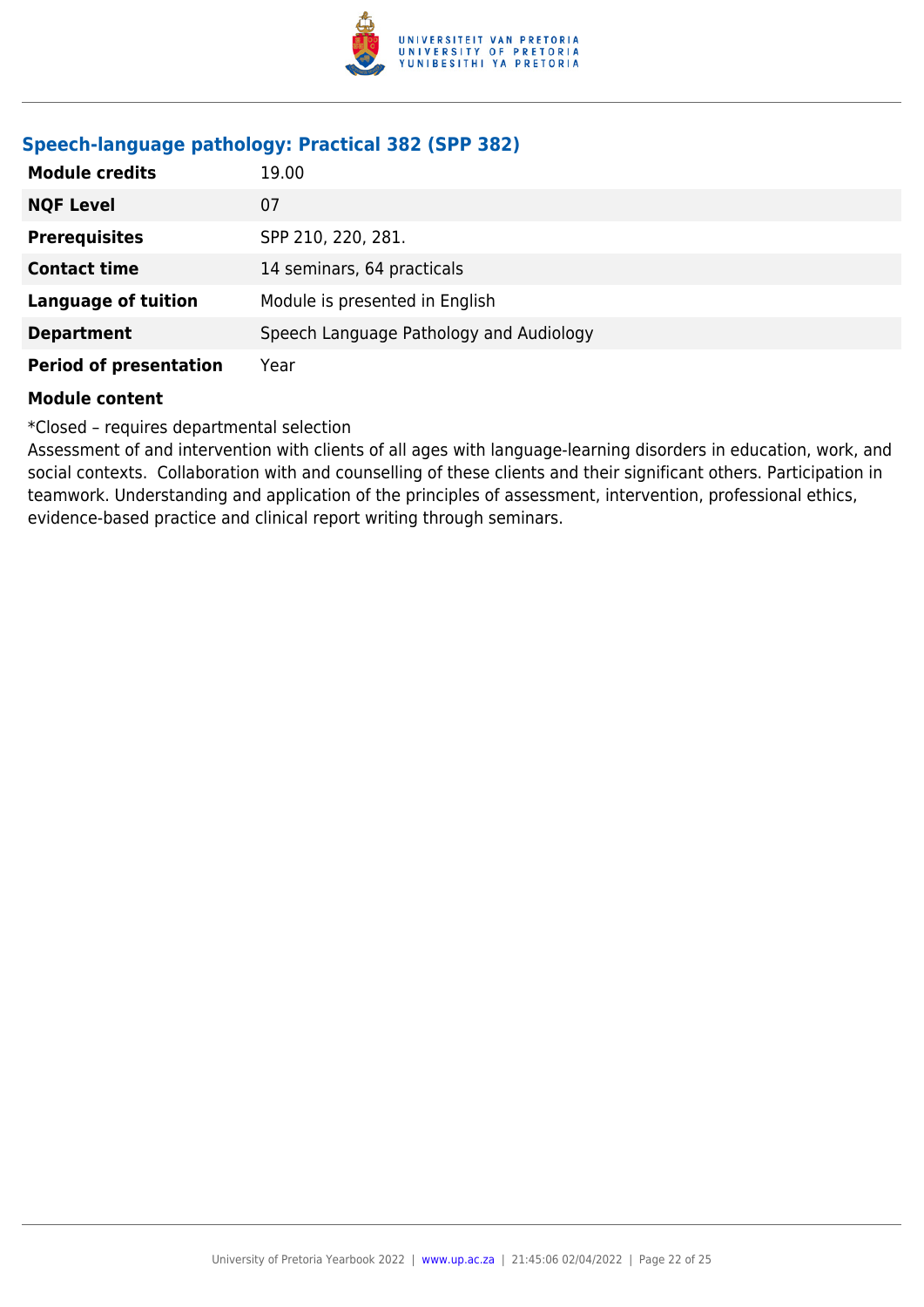## Speech-language pathology: Practical 382 (SPP 382)

| | |
|---|---|
| **Module credits** | 19.00 |
| **NQF Level** | 07 |
| **Prerequisites** | SPP 210, 220, 281. |
| **Contact time** | 14 seminars, 64 practicals |
| **Language of tuition** | Module is presented in English |
| **Department** | Speech Language Pathology and Audiology |
| **Period of presentation** | Year |

**Module content**

*Closed – requires departmental selection

Assessment of and intervention with clients of all ages with language-learning disorders in education, work, and social contexts. Collaboration with and counselling of these clients and their significant others. Participation in teamwork. Understanding and application of the principles of assessment, intervention, professional ethics, evidence-based practice and clinical report writing through seminars.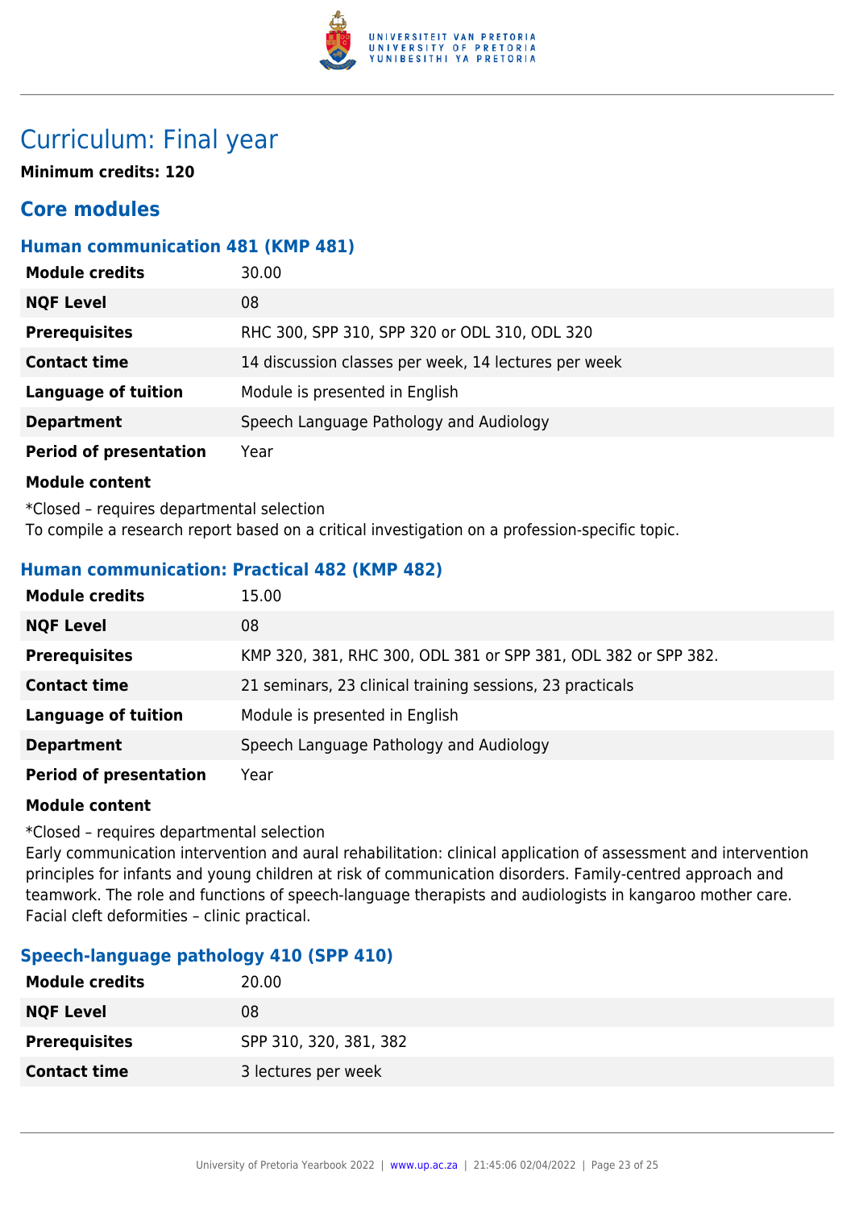# Curriculum: Final year

**Minimum credits: 120**

## Core modules

### Human communication 481 (KMP 481)

| | |
|---|---|
| **Module credits** | 30.00 |
| **NQF Level** | 08 |
| **Prerequisites** | RHC 300, SPP 310, SPP 320 or ODL 310, ODL 320 |
| **Contact time** | 14 discussion classes per week, 14 lectures per week |
| **Language of tuition** | Module is presented in English |
| **Department** | Speech Language Pathology and Audiology |
| **Period of presentation** | Year |

**Module content**

*Closed – requires departmental selection
To compile a research report based on a critical investigation on a profession-specific topic.

### Human communication: Practical 482 (KMP 482)

| | |
|---|---|
| **Module credits** | 15.00 |
| **NQF Level** | 08 |
| **Prerequisites** | KMP 320, 381, RHC 300, ODL 381 or SPP 381, ODL 382 or SPP 382. |
| **Contact time** | 21 seminars, 23 clinical training sessions, 23 practicals |
| **Language of tuition** | Module is presented in English |
| **Department** | Speech Language Pathology and Audiology |
| **Period of presentation** | Year |

**Module content**

*Closed – requires departmental selection
Early communication intervention and aural rehabilitation: clinical application of assessment and intervention principles for infants and young children at risk of communication disorders. Family-centred approach and teamwork. The role and functions of speech-language therapists and audiologists in kangaroo mother care. Facial cleft deformities – clinic practical.

### Speech-language pathology 410 (SPP 410)

| | |
|---|---|
| **Module credits** | 20.00 |
| **NQF Level** | 08 |
| **Prerequisites** | SPP 310, 320, 381, 382 |
| **Contact time** | 3 lectures per week |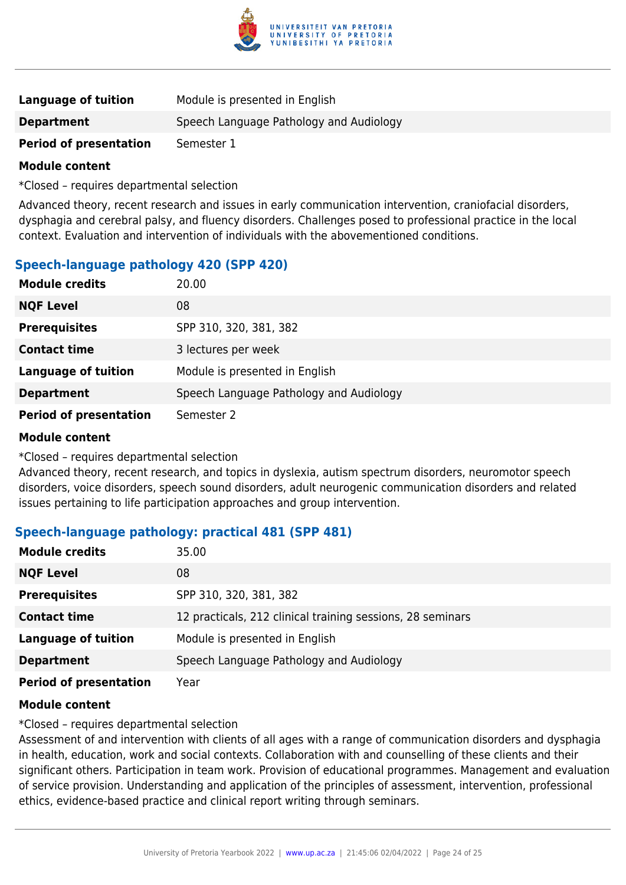| | |
|---|---|
| **Language of tuition** | Module is presented in English |
| **Department** | Speech Language Pathology and Audiology |
| **Period of presentation** | Semester 1 |

**Module content**

*Closed – requires departmental selection

Advanced theory, recent research and issues in early communication intervention, craniofacial disorders, dysphagia and cerebral palsy, and fluency disorders. Challenges posed to professional practice in the local context. Evaluation and intervention of individuals with the abovementioned conditions.

### Speech-language pathology 420 (SPP 420)

| | |
|---|---|
| **Module credits** | 20.00 |
| **NQF Level** | 08 |
| **Prerequisites** | SPP 310, 320, 381, 382 |
| **Contact time** | 3 lectures per week |
| **Language of tuition** | Module is presented in English |
| **Department** | Speech Language Pathology and Audiology |
| **Period of presentation** | Semester 2 |

**Module content**

*Closed – requires departmental selection
Advanced theory, recent research, and topics in dyslexia, autism spectrum disorders, neuromotor speech disorders, voice disorders, speech sound disorders, adult neurogenic communication disorders and related issues pertaining to life participation approaches and group intervention.

### Speech-language pathology: practical 481 (SPP 481)

| | |
|---|---|
| **Module credits** | 35.00 |
| **NQF Level** | 08 |
| **Prerequisites** | SPP 310, 320, 381, 382 |
| **Contact time** | 12 practicals, 212 clinical training sessions, 28 seminars |
| **Language of tuition** | Module is presented in English |
| **Department** | Speech Language Pathology and Audiology |
| **Period of presentation** | Year |

**Module content**

*Closed – requires departmental selection
Assessment of and intervention with clients of all ages with a range of communication disorders and dysphagia in health, education, work and social contexts. Collaboration with and counselling of these clients and their significant others. Participation in team work. Provision of educational programmes. Management and evaluation of service provision. Understanding and application of the principles of assessment, intervention, professional ethics, evidence-based practice and clinical report writing through seminars.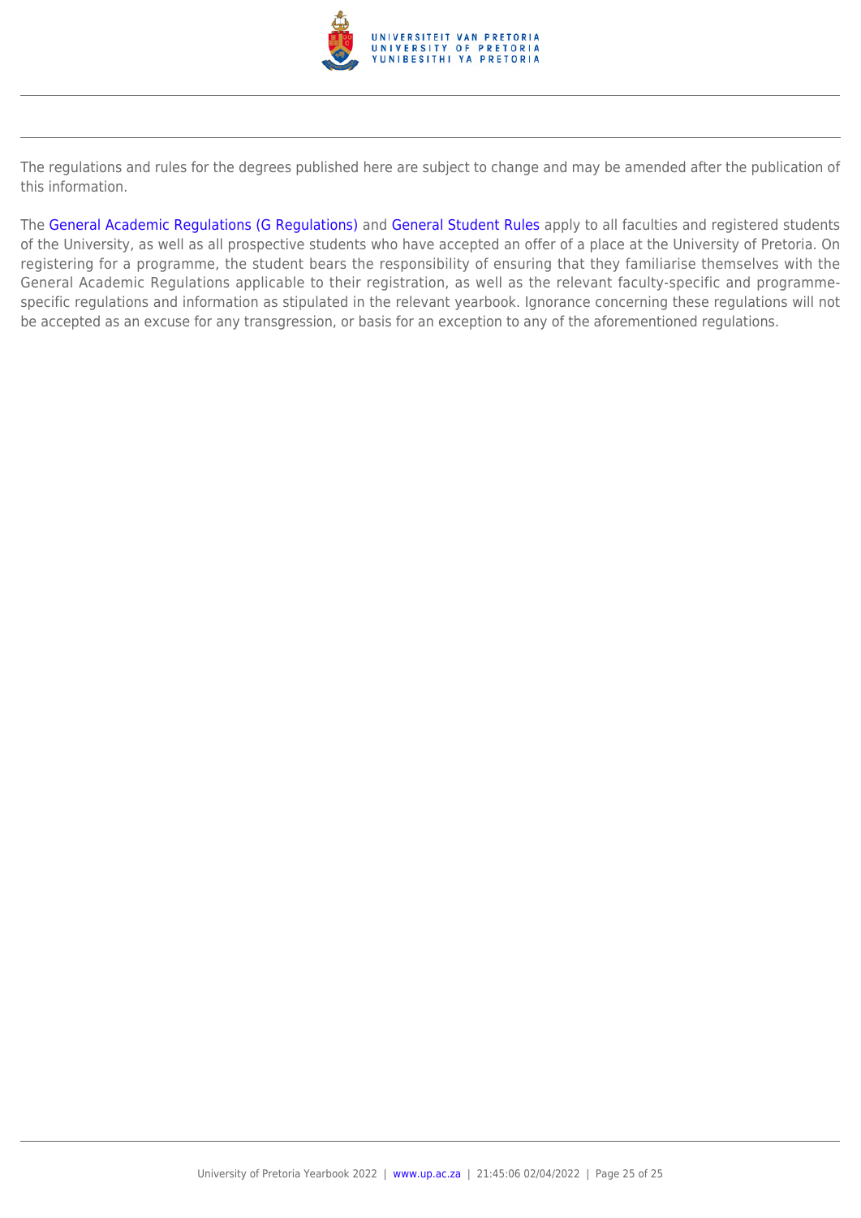The regulations and rules for the degrees published here are subject to change and may be amended after the publication of this information.

The General Academic Regulations (G Regulations) and General Student Rules apply to all faculties and registered students of the University, as well as all prospective students who have accepted an offer of a place at the University of Pretoria. On registering for a programme, the student bears the responsibility of ensuring that they familiarise themselves with the General Academic Regulations applicable to their registration, as well as the relevant faculty-specific and programme-specific regulations and information as stipulated in the relevant yearbook. Ignorance concerning these regulations will not be accepted as an excuse for any transgression, or basis for an exception to any of the aforementioned regulations.